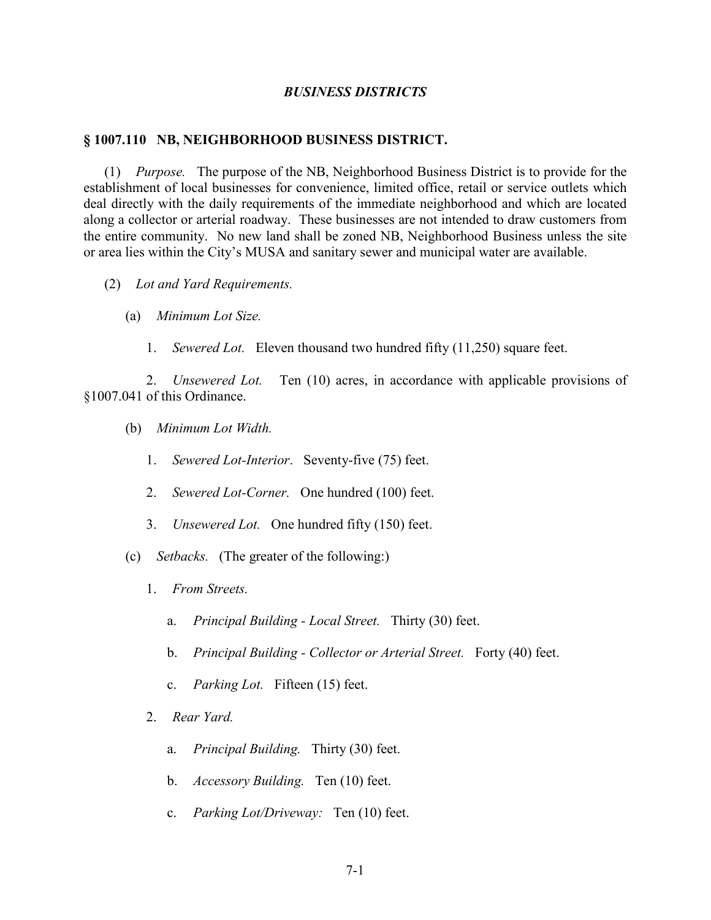# *BUSINESS DISTRICTS*

## § 1007.110 NB, NEIGHBORHOOD BUSINESS DISTRICT.

(1) *Purpose.* The purpose of the NB, Neighborhood Business District is to provide for the establishment of local businesses for convenience, limited office, retail or service outlets which deal directly with the daily requirements of the immediate neighborhood and which are located along a collector or arterial roadway. These businesses are not intended to draw customers from the entire community. No new land shall be zoned NB, Neighborhood Business unless the site or area lies within the City's MUSA and sanitary sewer and municipal water are available.

(2) *Lot and Yard Requirements.*

(a) *Minimum Lot Size.*

1. *Sewered Lot.* Eleven thousand two hundred fifty (11,250) square feet.

2. *Unsewered Lot.* Ten (10) acres, in accordance with applicable provisions of §1007.041 of this Ordinance.

(b) *Minimum Lot Width.*

1. *Sewered Lot-Interior*. Seventy-five (75) feet.

2. *Sewered Lot-Corner.* One hundred (100) feet.

3. *Unsewered Lot.* One hundred fifty (150) feet.

(c) *Setbacks.* (The greater of the following:)

1. *From Streets.*

a. *Principal Building - Local Street.* Thirty (30) feet.

b. *Principal Building - Collector or Arterial Street.* Forty (40) feet.

c. *Parking Lot.* Fifteen (15) feet.

2. *Rear Yard.*

a. *Principal Building.* Thirty (30) feet.

b. *Accessory Building.* Ten (10) feet.

c. *Parking Lot/Driveway:* Ten (10) feet.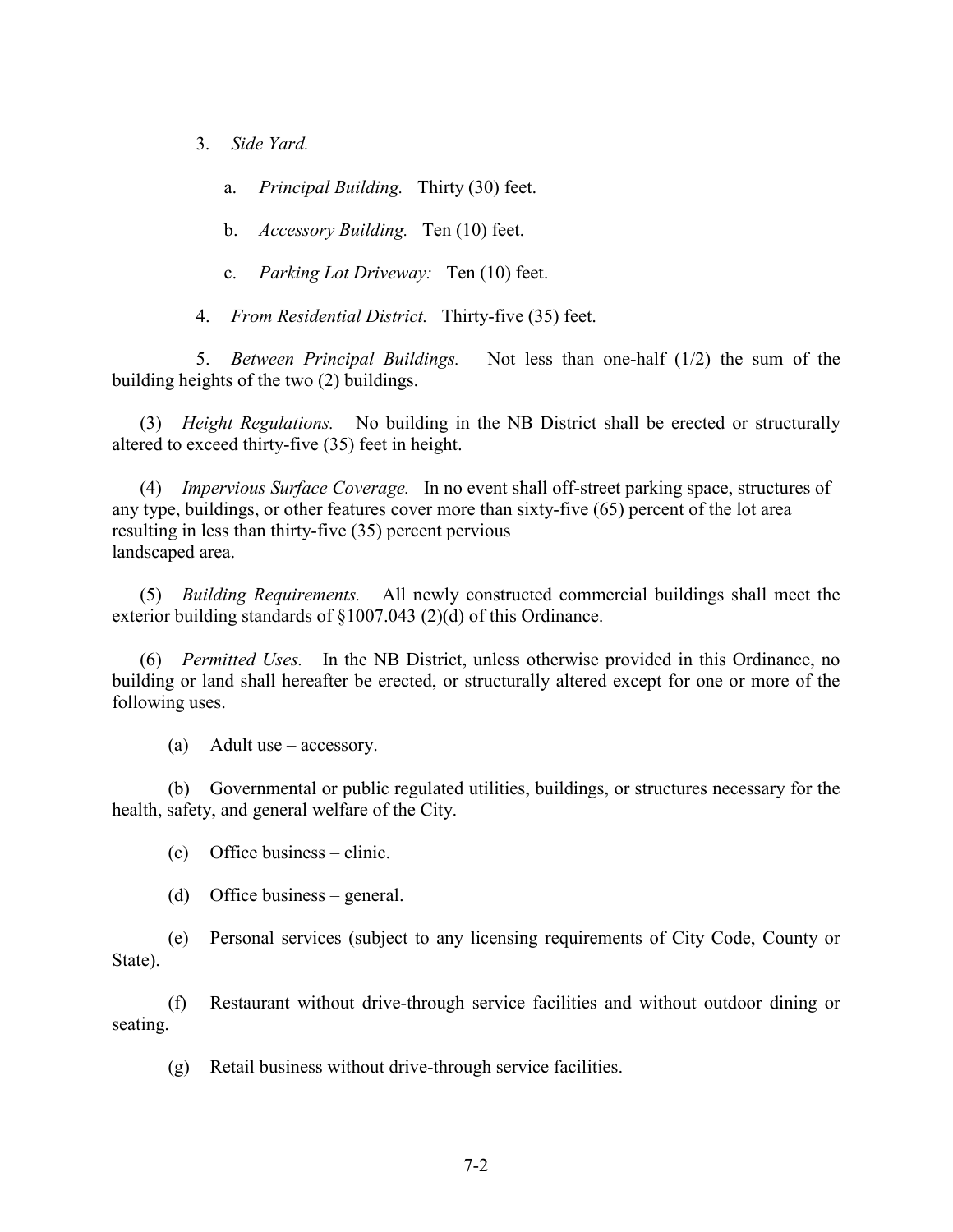3. *Side Yard.*

   a. *Principal Building.* Thirty (30) feet.

   b. *Accessory Building.* Ten (10) feet.

   c. *Parking Lot Driveway:* Ten (10) feet.

4. *From Residential District.* Thirty-five (35) feet.

5. *Between Principal Buildings.* Not less than one-half (1/2) the sum of the building heights of the two (2) buildings.

(3) *Height Regulations.* No building in the NB District shall be erected or structurally altered to exceed thirty-five (35) feet in height.

(4) *Impervious Surface Coverage.* In no event shall off-street parking space, structures of any type, buildings, or other features cover more than sixty-five (65) percent of the lot area resulting in less than thirty-five (35) percent pervious landscaped area.

(5) *Building Requirements.* All newly constructed commercial buildings shall meet the exterior building standards of §1007.043 (2)(d) of this Ordinance.

(6) *Permitted Uses.* In the NB District, unless otherwise provided in this Ordinance, no building or land shall hereafter be erected, or structurally altered except for one or more of the following uses.

(a) Adult use – accessory.

(b) Governmental or public regulated utilities, buildings, or structures necessary for the health, safety, and general welfare of the City.

(c) Office business – clinic.

(d) Office business – general.

(e) Personal services (subject to any licensing requirements of City Code, County or State).

(f) Restaurant without drive-through service facilities and without outdoor dining or seating.

(g) Retail business without drive-through service facilities.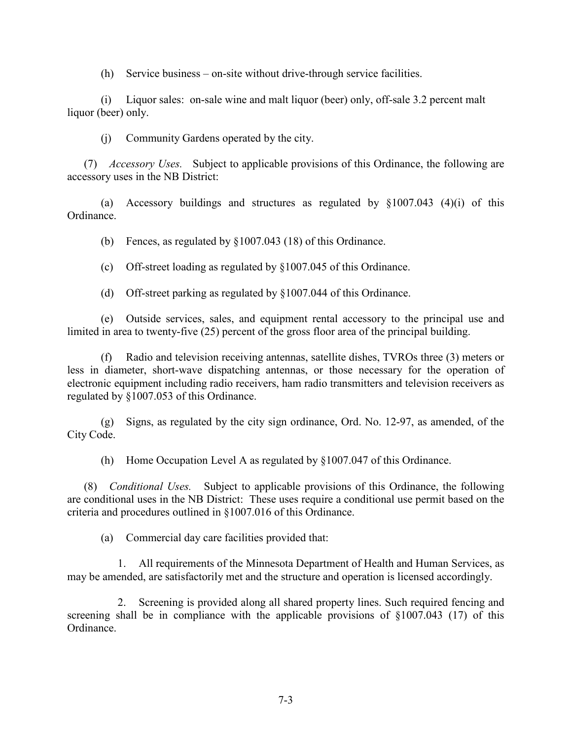(h) Service business – on-site without drive-through service facilities.

(i) Liquor sales: on-sale wine and malt liquor (beer) only, off-sale 3.2 percent malt liquor (beer) only.

(j) Community Gardens operated by the city.

(7) *Accessory Uses.* Subject to applicable provisions of this Ordinance, the following are accessory uses in the NB District:

(a) Accessory buildings and structures as regulated by §1007.043 (4)(i) of this Ordinance.

(b) Fences, as regulated by §1007.043 (18) of this Ordinance.

(c) Off-street loading as regulated by §1007.045 of this Ordinance.

(d) Off-street parking as regulated by §1007.044 of this Ordinance.

(e) Outside services, sales, and equipment rental accessory to the principal use and limited in area to twenty-five (25) percent of the gross floor area of the principal building.

(f) Radio and television receiving antennas, satellite dishes, TVROs three (3) meters or less in diameter, short-wave dispatching antennas, or those necessary for the operation of electronic equipment including radio receivers, ham radio transmitters and television receivers as regulated by §1007.053 of this Ordinance.

(g) Signs, as regulated by the city sign ordinance, Ord. No. 12-97, as amended, of the City Code.

(h) Home Occupation Level A as regulated by §1007.047 of this Ordinance.

(8) *Conditional Uses.* Subject to applicable provisions of this Ordinance, the following are conditional uses in the NB District: These uses require a conditional use permit based on the criteria and procedures outlined in §1007.016 of this Ordinance.

(a) Commercial day care facilities provided that:

1. All requirements of the Minnesota Department of Health and Human Services, as may be amended, are satisfactorily met and the structure and operation is licensed accordingly.

2. Screening is provided along all shared property lines. Such required fencing and screening shall be in compliance with the applicable provisions of §1007.043 (17) of this Ordinance.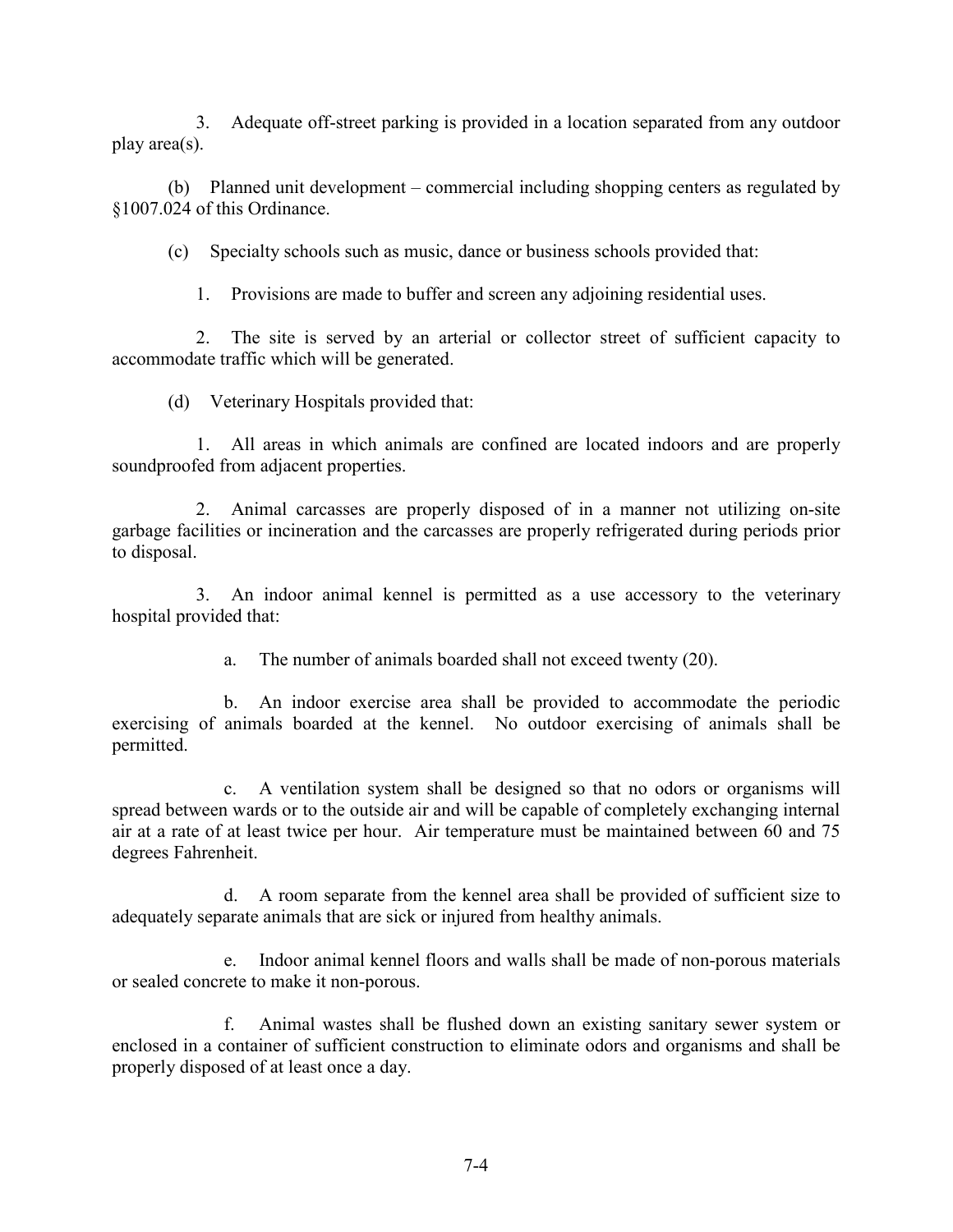3. Adequate off-street parking is provided in a location separated from any outdoor play area(s).

(b) Planned unit development – commercial including shopping centers as regulated by §1007.024 of this Ordinance.

(c) Specialty schools such as music, dance or business schools provided that:

1. Provisions are made to buffer and screen any adjoining residential uses.

2. The site is served by an arterial or collector street of sufficient capacity to accommodate traffic which will be generated.

(d) Veterinary Hospitals provided that:

1. All areas in which animals are confined are located indoors and are properly soundproofed from adjacent properties.

2. Animal carcasses are properly disposed of in a manner not utilizing on-site garbage facilities or incineration and the carcasses are properly refrigerated during periods prior to disposal.

3. An indoor animal kennel is permitted as a use accessory to the veterinary hospital provided that:

a. The number of animals boarded shall not exceed twenty (20).

b. An indoor exercise area shall be provided to accommodate the periodic exercising of animals boarded at the kennel. No outdoor exercising of animals shall be permitted.

c. A ventilation system shall be designed so that no odors or organisms will spread between wards or to the outside air and will be capable of completely exchanging internal air at a rate of at least twice per hour. Air temperature must be maintained between 60 and 75 degrees Fahrenheit.

d. A room separate from the kennel area shall be provided of sufficient size to adequately separate animals that are sick or injured from healthy animals.

e. Indoor animal kennel floors and walls shall be made of non-porous materials or sealed concrete to make it non-porous.

f. Animal wastes shall be flushed down an existing sanitary sewer system or enclosed in a container of sufficient construction to eliminate odors and organisms and shall be properly disposed of at least once a day.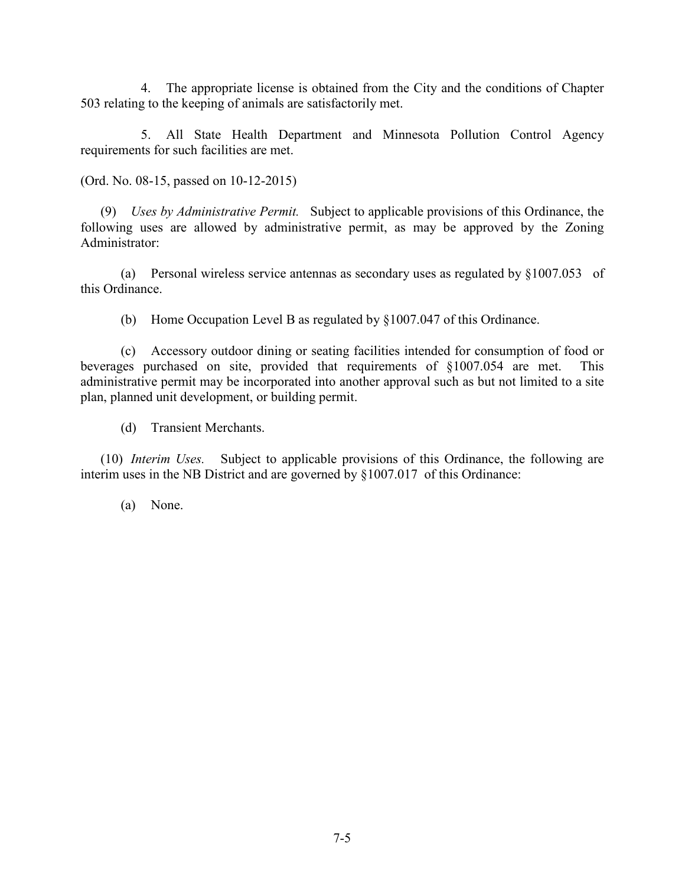4. The appropriate license is obtained from the City and the conditions of Chapter 503 relating to the keeping of animals are satisfactorily met.

5. All State Health Department and Minnesota Pollution Control Agency requirements for such facilities are met.

(Ord. No. 08-15, passed on 10-12-2015)

(9) *Uses by Administrative Permit.* Subject to applicable provisions of this Ordinance, the following uses are allowed by administrative permit, as may be approved by the Zoning Administrator:

(a) Personal wireless service antennas as secondary uses as regulated by §1007.053 of this Ordinance.

(b) Home Occupation Level B as regulated by §1007.047 of this Ordinance.

(c) Accessory outdoor dining or seating facilities intended for consumption of food or beverages purchased on site, provided that requirements of §1007.054 are met. This administrative permit may be incorporated into another approval such as but not limited to a site plan, planned unit development, or building permit.

(d) Transient Merchants.

(10) *Interim Uses.* Subject to applicable provisions of this Ordinance, the following are interim uses in the NB District and are governed by §1007.017 of this Ordinance:

(a) None.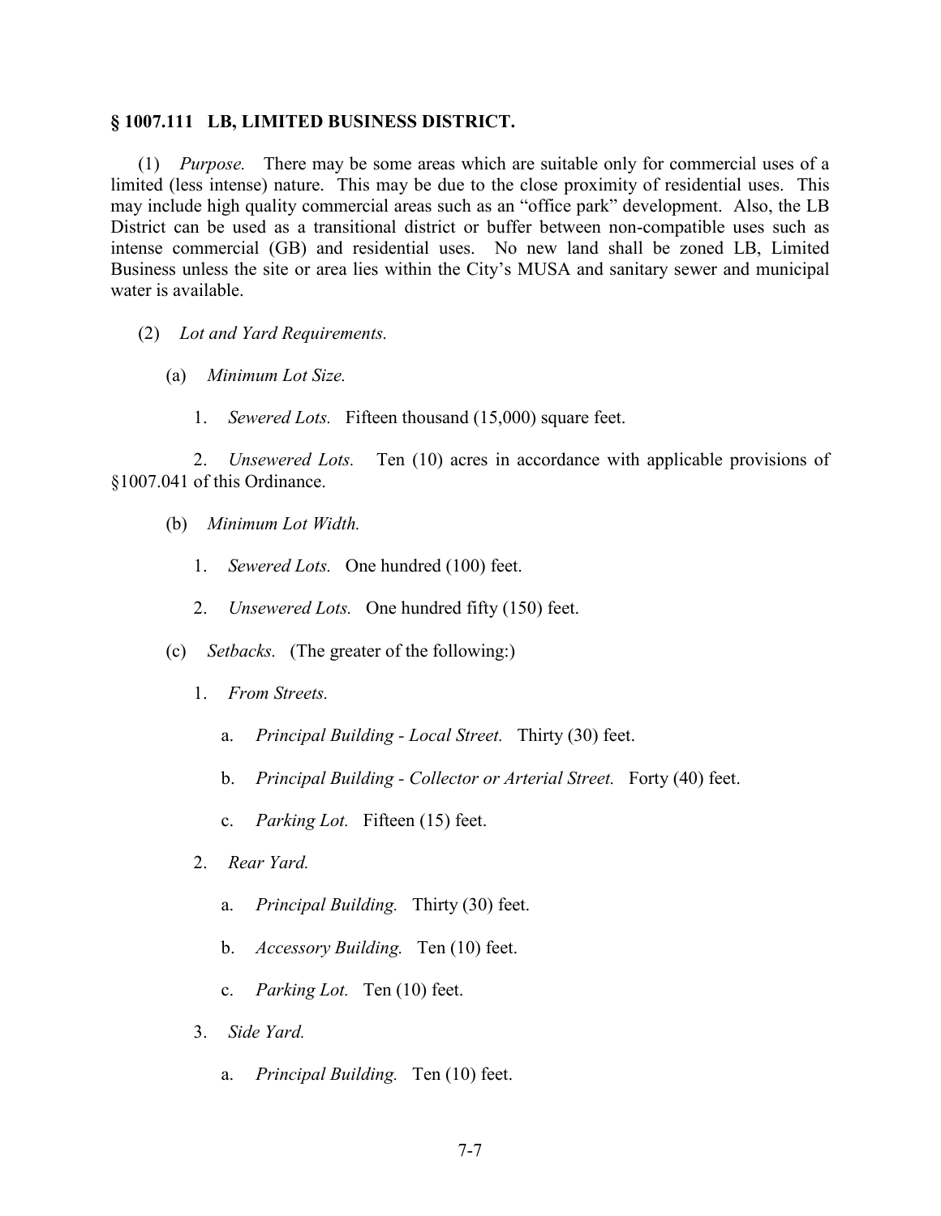## § 1007.111 LB, LIMITED BUSINESS DISTRICT.

(1) *Purpose.* There may be some areas which are suitable only for commercial uses of a limited (less intense) nature. This may be due to the close proximity of residential uses. This may include high quality commercial areas such as an "office park" development. Also, the LB District can be used as a transitional district or buffer between non-compatible uses such as intense commercial (GB) and residential uses. No new land shall be zoned LB, Limited Business unless the site or area lies within the City's MUSA and sanitary sewer and municipal water is available.

(2) *Lot and Yard Requirements.*

(a) *Minimum Lot Size.*

1. *Sewered Lots.* Fifteen thousand (15,000) square feet.

2. *Unsewered Lots.* Ten (10) acres in accordance with applicable provisions of §1007.041 of this Ordinance.

(b) *Minimum Lot Width.*

1. *Sewered Lots.* One hundred (100) feet.

2. *Unsewered Lots.* One hundred fifty (150) feet.

(c) *Setbacks.* (The greater of the following:)

1. *From Streets.*

a. *Principal Building - Local Street.* Thirty (30) feet.

b. *Principal Building - Collector or Arterial Street.* Forty (40) feet.

c. *Parking Lot.* Fifteen (15) feet.

2. *Rear Yard.*

a. *Principal Building.* Thirty (30) feet.

b. *Accessory Building.* Ten (10) feet.

c. *Parking Lot.* Ten (10) feet.

3. *Side Yard.*

a. *Principal Building.* Ten (10) feet.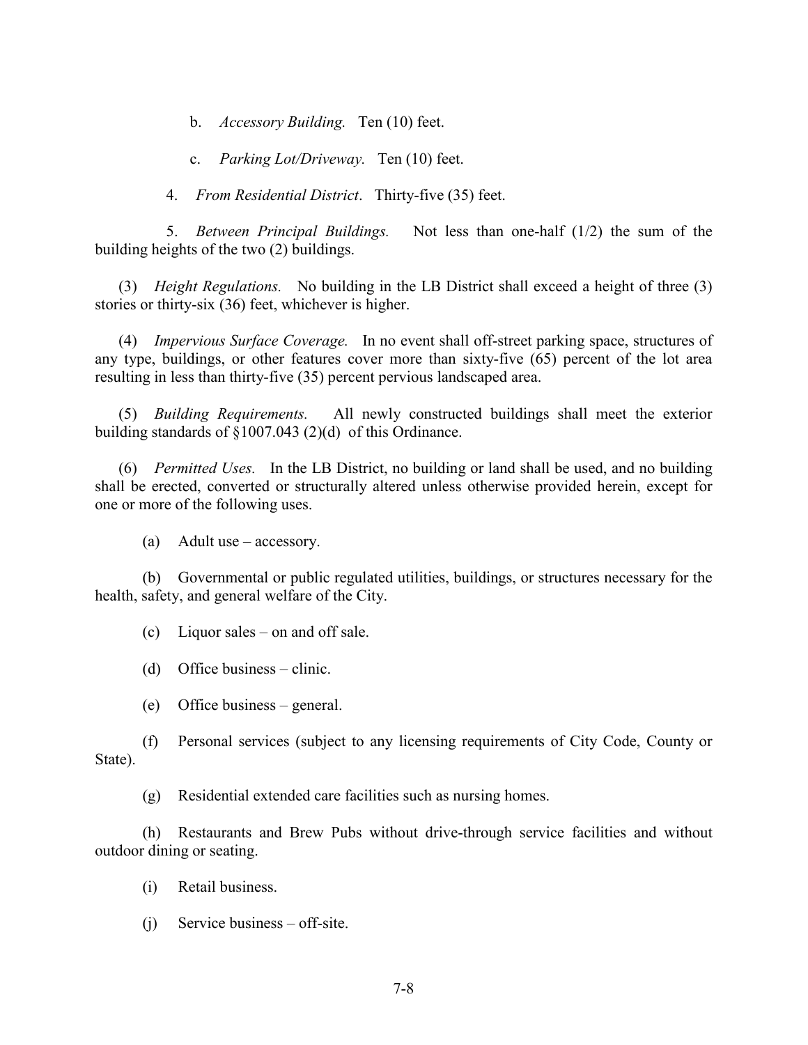b. *Accessory Building.* Ten (10) feet.

c. *Parking Lot/Driveway.* Ten (10) feet.

4. *From Residential District*. Thirty-five (35) feet.

5. *Between Principal Buildings.* Not less than one-half (1/2) the sum of the building heights of the two (2) buildings.

(3) *Height Regulations.* No building in the LB District shall exceed a height of three (3) stories or thirty-six (36) feet, whichever is higher.

(4) *Impervious Surface Coverage.* In no event shall off-street parking space, structures of any type, buildings, or other features cover more than sixty-five (65) percent of the lot area resulting in less than thirty-five (35) percent pervious landscaped area.

(5) *Building Requirements.* All newly constructed buildings shall meet the exterior building standards of §1007.043 (2)(d) of this Ordinance.

(6) *Permitted Uses.* In the LB District, no building or land shall be used, and no building shall be erected, converted or structurally altered unless otherwise provided herein, except for one or more of the following uses.

(a) Adult use – accessory.

(b) Governmental or public regulated utilities, buildings, or structures necessary for the health, safety, and general welfare of the City.

(c) Liquor sales – on and off sale.

(d) Office business – clinic.

(e) Office business – general.

(f) Personal services (subject to any licensing requirements of City Code, County or State).

(g) Residential extended care facilities such as nursing homes.

(h) Restaurants and Brew Pubs without drive-through service facilities and without outdoor dining or seating.

(i) Retail business.

(j) Service business – off-site.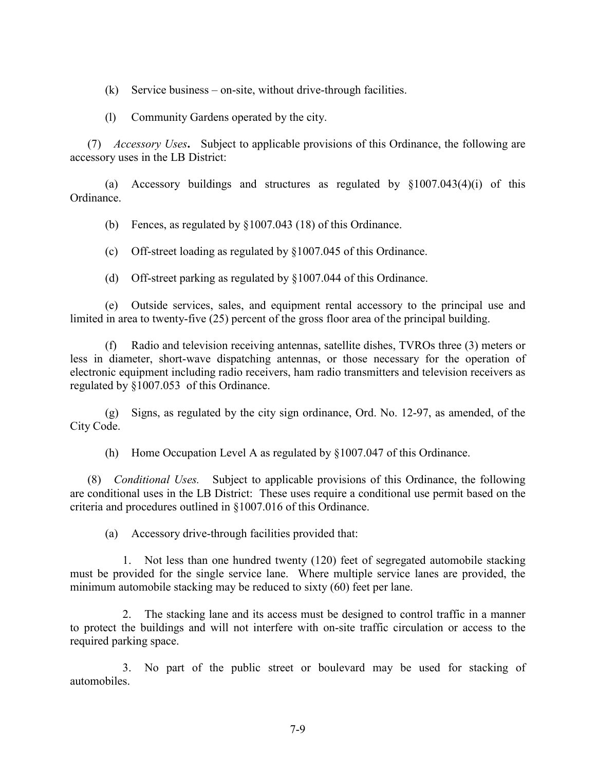(k) Service business – on-site, without drive-through facilities.

(l) Community Gardens operated by the city.

(7) *Accessory Uses***.** Subject to applicable provisions of this Ordinance, the following are accessory uses in the LB District:

(a) Accessory buildings and structures as regulated by §1007.043(4)(i) of this Ordinance.

(b) Fences, as regulated by §1007.043 (18) of this Ordinance.

(c) Off-street loading as regulated by §1007.045 of this Ordinance.

(d) Off-street parking as regulated by §1007.044 of this Ordinance.

(e) Outside services, sales, and equipment rental accessory to the principal use and limited in area to twenty-five (25) percent of the gross floor area of the principal building.

(f) Radio and television receiving antennas, satellite dishes, TVROs three (3) meters or less in diameter, short-wave dispatching antennas, or those necessary for the operation of electronic equipment including radio receivers, ham radio transmitters and television receivers as regulated by §1007.053 of this Ordinance.

(g) Signs, as regulated by the city sign ordinance, Ord. No. 12-97, as amended, of the City Code.

(h) Home Occupation Level A as regulated by §1007.047 of this Ordinance.

(8) *Conditional Uses.* Subject to applicable provisions of this Ordinance, the following are conditional uses in the LB District: These uses require a conditional use permit based on the criteria and procedures outlined in §1007.016 of this Ordinance.

(a) Accessory drive-through facilities provided that:

1. Not less than one hundred twenty (120) feet of segregated automobile stacking must be provided for the single service lane. Where multiple service lanes are provided, the minimum automobile stacking may be reduced to sixty (60) feet per lane.

2. The stacking lane and its access must be designed to control traffic in a manner to protect the buildings and will not interfere with on-site traffic circulation or access to the required parking space.

3. No part of the public street or boulevard may be used for stacking of automobiles.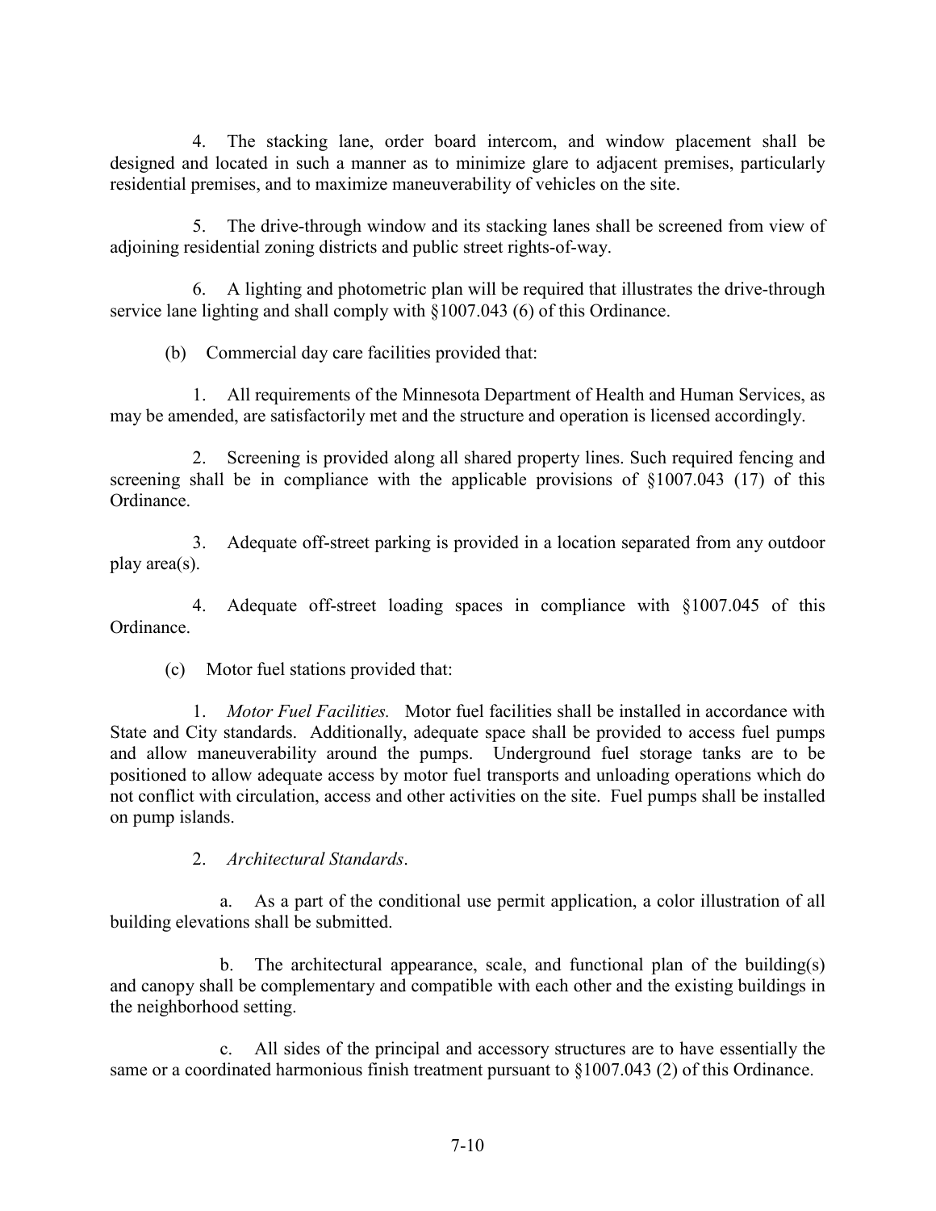4. The stacking lane, order board intercom, and window placement shall be designed and located in such a manner as to minimize glare to adjacent premises, particularly residential premises, and to maximize maneuverability of vehicles on the site.

5. The drive-through window and its stacking lanes shall be screened from view of adjoining residential zoning districts and public street rights-of-way.

6. A lighting and photometric plan will be required that illustrates the drive-through service lane lighting and shall comply with §1007.043 (6) of this Ordinance.

(b) Commercial day care facilities provided that:

1. All requirements of the Minnesota Department of Health and Human Services, as may be amended, are satisfactorily met and the structure and operation is licensed accordingly.

2. Screening is provided along all shared property lines. Such required fencing and screening shall be in compliance with the applicable provisions of §1007.043 (17) of this Ordinance.

3. Adequate off-street parking is provided in a location separated from any outdoor play area(s).

4. Adequate off-street loading spaces in compliance with §1007.045 of this Ordinance.

(c) Motor fuel stations provided that:

1. *Motor Fuel Facilities.* Motor fuel facilities shall be installed in accordance with State and City standards. Additionally, adequate space shall be provided to access fuel pumps and allow maneuverability around the pumps. Underground fuel storage tanks are to be positioned to allow adequate access by motor fuel transports and unloading operations which do not conflict with circulation, access and other activities on the site. Fuel pumps shall be installed on pump islands.

2. *Architectural Standards*.

a. As a part of the conditional use permit application, a color illustration of all building elevations shall be submitted.

b. The architectural appearance, scale, and functional plan of the building(s) and canopy shall be complementary and compatible with each other and the existing buildings in the neighborhood setting.

c. All sides of the principal and accessory structures are to have essentially the same or a coordinated harmonious finish treatment pursuant to §1007.043 (2) of this Ordinance.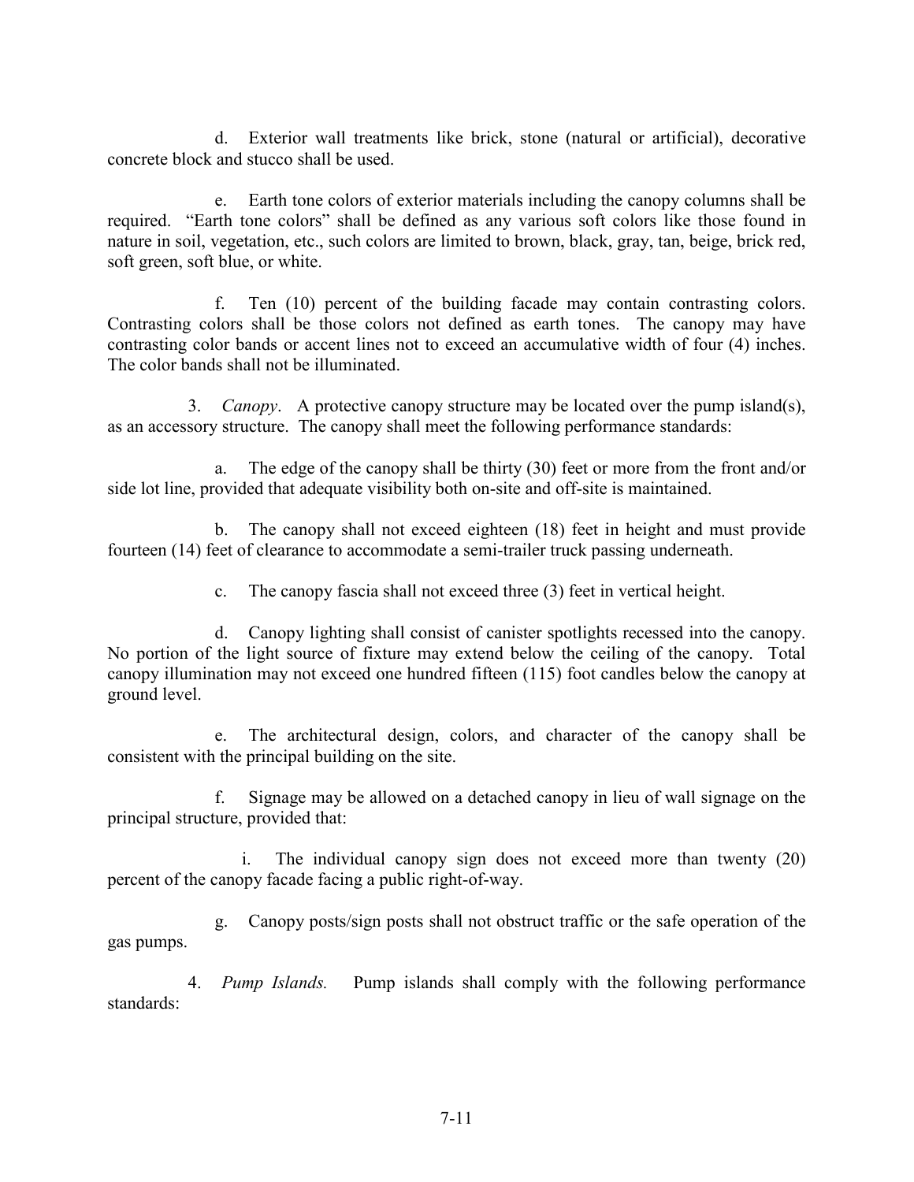d. Exterior wall treatments like brick, stone (natural or artificial), decorative concrete block and stucco shall be used.

e. Earth tone colors of exterior materials including the canopy columns shall be required. "Earth tone colors" shall be defined as any various soft colors like those found in nature in soil, vegetation, etc., such colors are limited to brown, black, gray, tan, beige, brick red, soft green, soft blue, or white.

f. Ten (10) percent of the building facade may contain contrasting colors. Contrasting colors shall be those colors not defined as earth tones. The canopy may have contrasting color bands or accent lines not to exceed an accumulative width of four (4) inches. The color bands shall not be illuminated.

3. *Canopy*. A protective canopy structure may be located over the pump island(s), as an accessory structure. The canopy shall meet the following performance standards:

a. The edge of the canopy shall be thirty (30) feet or more from the front and/or side lot line, provided that adequate visibility both on-site and off-site is maintained.

b. The canopy shall not exceed eighteen (18) feet in height and must provide fourteen (14) feet of clearance to accommodate a semi-trailer truck passing underneath.

c. The canopy fascia shall not exceed three (3) feet in vertical height.

d. Canopy lighting shall consist of canister spotlights recessed into the canopy. No portion of the light source of fixture may extend below the ceiling of the canopy. Total canopy illumination may not exceed one hundred fifteen (115) foot candles below the canopy at ground level.

e. The architectural design, colors, and character of the canopy shall be consistent with the principal building on the site.

f. Signage may be allowed on a detached canopy in lieu of wall signage on the principal structure, provided that:

i. The individual canopy sign does not exceed more than twenty (20) percent of the canopy facade facing a public right-of-way.

g. Canopy posts/sign posts shall not obstruct traffic or the safe operation of the gas pumps.

4. *Pump Islands.* Pump islands shall comply with the following performance standards: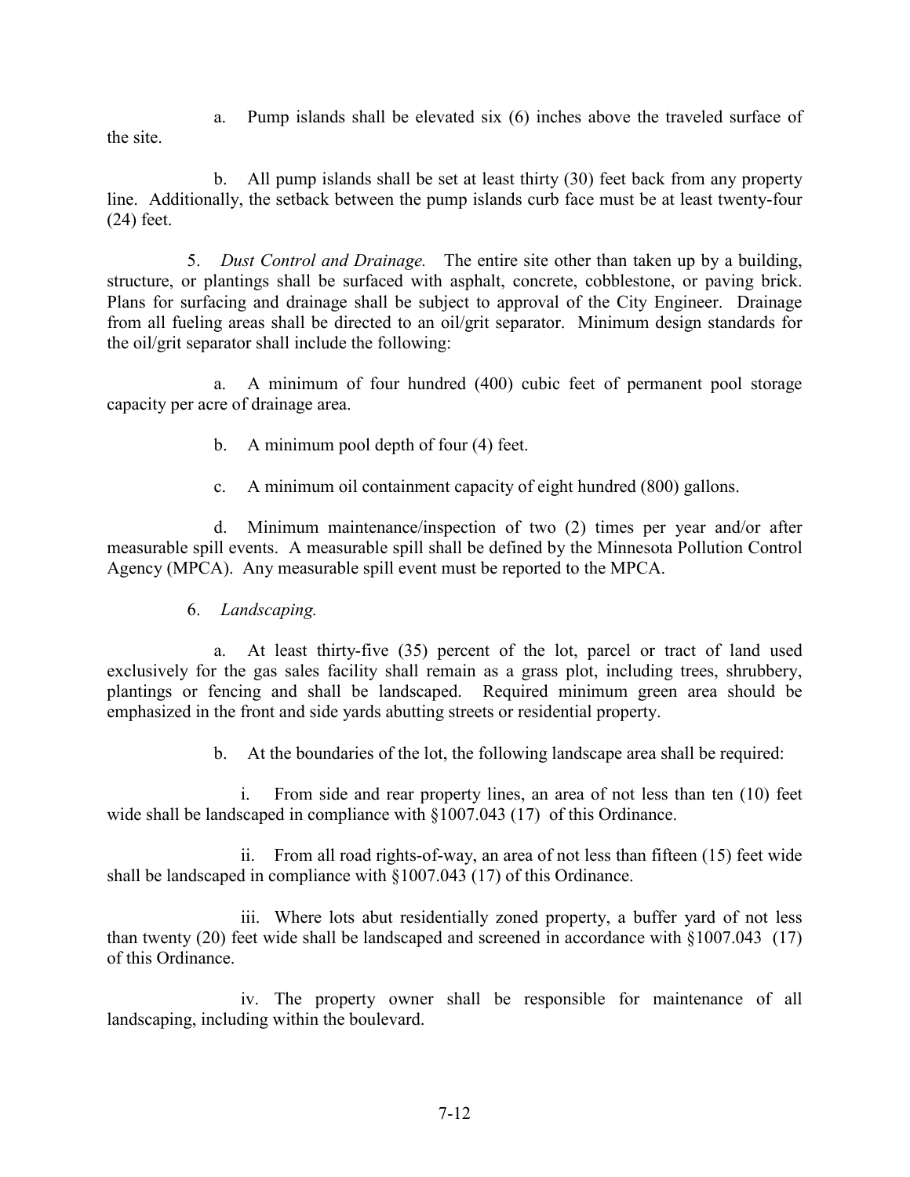a. Pump islands shall be elevated six (6) inches above the traveled surface of the site.

b. All pump islands shall be set at least thirty (30) feet back from any property line. Additionally, the setback between the pump islands curb face must be at least twenty-four (24) feet.

5. *Dust Control and Drainage.* The entire site other than taken up by a building, structure, or plantings shall be surfaced with asphalt, concrete, cobblestone, or paving brick. Plans for surfacing and drainage shall be subject to approval of the City Engineer. Drainage from all fueling areas shall be directed to an oil/grit separator. Minimum design standards for the oil/grit separator shall include the following:

a. A minimum of four hundred (400) cubic feet of permanent pool storage capacity per acre of drainage area.

b. A minimum pool depth of four (4) feet.

c. A minimum oil containment capacity of eight hundred (800) gallons.

d. Minimum maintenance/inspection of two (2) times per year and/or after measurable spill events. A measurable spill shall be defined by the Minnesota Pollution Control Agency (MPCA). Any measurable spill event must be reported to the MPCA.

6. *Landscaping.*

a. At least thirty-five (35) percent of the lot, parcel or tract of land used exclusively for the gas sales facility shall remain as a grass plot, including trees, shrubbery, plantings or fencing and shall be landscaped. Required minimum green area should be emphasized in the front and side yards abutting streets or residential property.

b. At the boundaries of the lot, the following landscape area shall be required:

i. From side and rear property lines, an area of not less than ten (10) feet wide shall be landscaped in compliance with §1007.043 (17) of this Ordinance.

ii. From all road rights-of-way, an area of not less than fifteen (15) feet wide shall be landscaped in compliance with §1007.043 (17) of this Ordinance.

iii. Where lots abut residentially zoned property, a buffer yard of not less than twenty (20) feet wide shall be landscaped and screened in accordance with §1007.043 (17) of this Ordinance.

iv. The property owner shall be responsible for maintenance of all landscaping, including within the boulevard.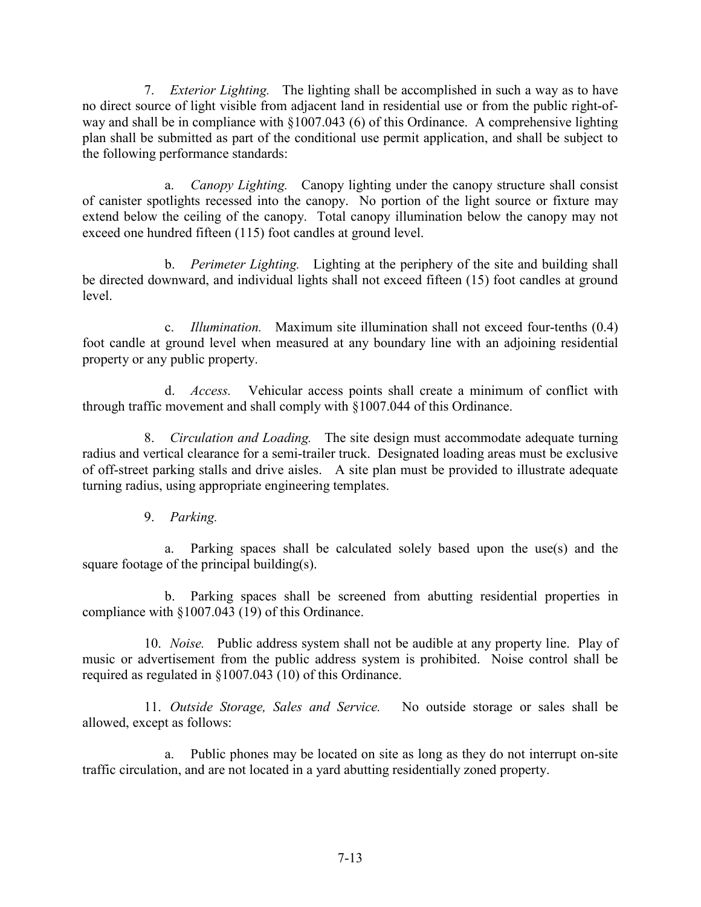7. *Exterior Lighting.* The lighting shall be accomplished in such a way as to have no direct source of light visible from adjacent land in residential use or from the public right-of-way and shall be in compliance with §1007.043 (6) of this Ordinance. A comprehensive lighting plan shall be submitted as part of the conditional use permit application, and shall be subject to the following performance standards:

a. *Canopy Lighting.* Canopy lighting under the canopy structure shall consist of canister spotlights recessed into the canopy. No portion of the light source or fixture may extend below the ceiling of the canopy. Total canopy illumination below the canopy may not exceed one hundred fifteen (115) foot candles at ground level.

b. *Perimeter Lighting.* Lighting at the periphery of the site and building shall be directed downward, and individual lights shall not exceed fifteen (15) foot candles at ground level.

c. *Illumination.* Maximum site illumination shall not exceed four-tenths (0.4) foot candle at ground level when measured at any boundary line with an adjoining residential property or any public property.

d. *Access.* Vehicular access points shall create a minimum of conflict with through traffic movement and shall comply with §1007.044 of this Ordinance.

8. *Circulation and Loading.* The site design must accommodate adequate turning radius and vertical clearance for a semi-trailer truck. Designated loading areas must be exclusive of off-street parking stalls and drive aisles. A site plan must be provided to illustrate adequate turning radius, using appropriate engineering templates.

9. *Parking.*

a. Parking spaces shall be calculated solely based upon the use(s) and the square footage of the principal building(s).

b. Parking spaces shall be screened from abutting residential properties in compliance with §1007.043 (19) of this Ordinance.

10. *Noise.* Public address system shall not be audible at any property line. Play of music or advertisement from the public address system is prohibited. Noise control shall be required as regulated in §1007.043 (10) of this Ordinance.

11. *Outside Storage, Sales and Service.* No outside storage or sales shall be allowed, except as follows:

a. Public phones may be located on site as long as they do not interrupt on-site traffic circulation, and are not located in a yard abutting residentially zoned property.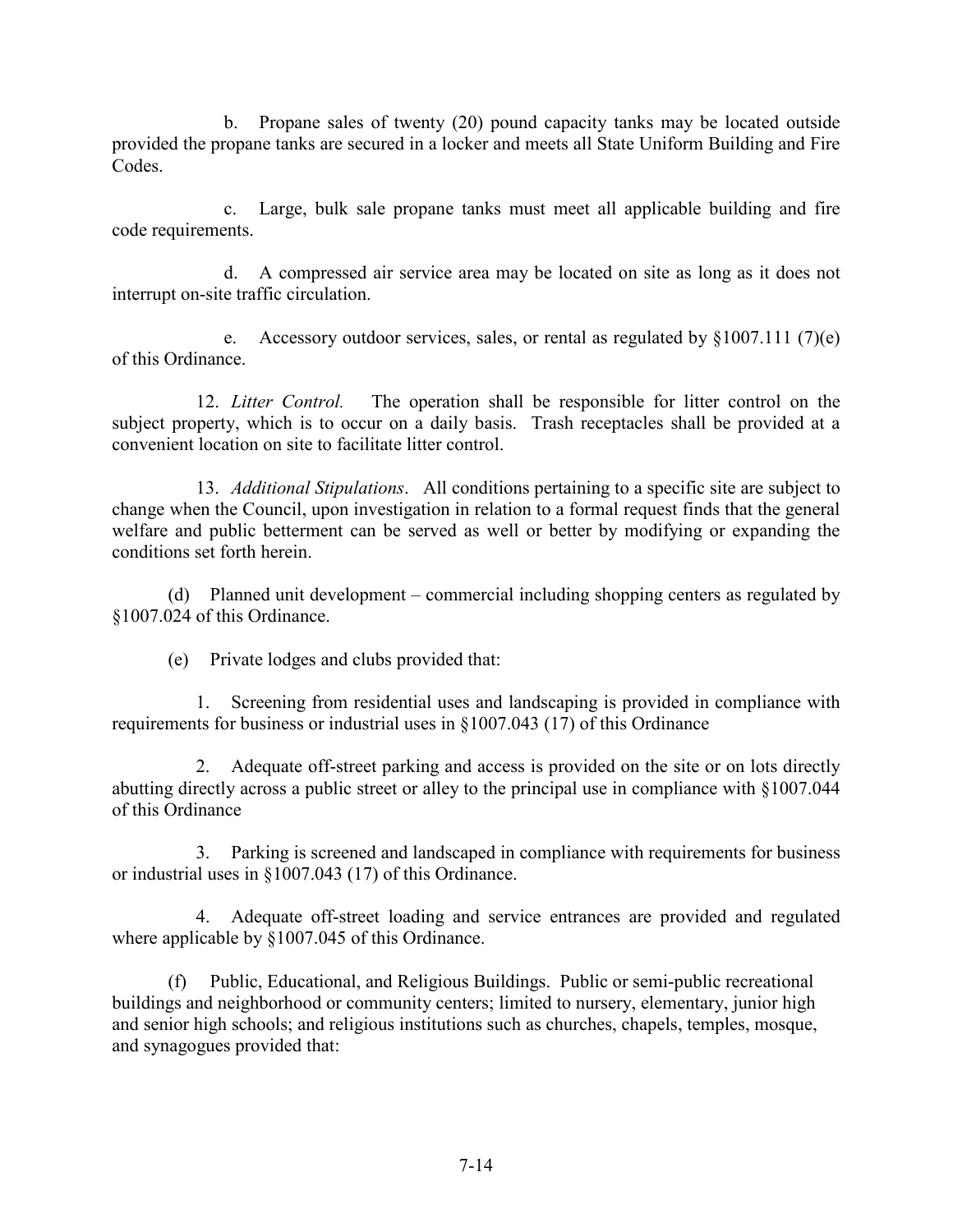b. Propane sales of twenty (20) pound capacity tanks may be located outside provided the propane tanks are secured in a locker and meets all State Uniform Building and Fire Codes.

c. Large, bulk sale propane tanks must meet all applicable building and fire code requirements.

d. A compressed air service area may be located on site as long as it does not interrupt on-site traffic circulation.

e. Accessory outdoor services, sales, or rental as regulated by §1007.111 (7)(e) of this Ordinance.

12. *Litter Control.* The operation shall be responsible for litter control on the subject property, which is to occur on a daily basis. Trash receptacles shall be provided at a convenient location on site to facilitate litter control.

13. *Additional Stipulations*. All conditions pertaining to a specific site are subject to change when the Council, upon investigation in relation to a formal request finds that the general welfare and public betterment can be served as well or better by modifying or expanding the conditions set forth herein.

(d) Planned unit development – commercial including shopping centers as regulated by §1007.024 of this Ordinance.

(e) Private lodges and clubs provided that:

1. Screening from residential uses and landscaping is provided in compliance with requirements for business or industrial uses in §1007.043 (17) of this Ordinance

2. Adequate off-street parking and access is provided on the site or on lots directly abutting directly across a public street or alley to the principal use in compliance with §1007.044 of this Ordinance

3. Parking is screened and landscaped in compliance with requirements for business or industrial uses in §1007.043 (17) of this Ordinance.

4. Adequate off-street loading and service entrances are provided and regulated where applicable by §1007.045 of this Ordinance.

(f) Public, Educational, and Religious Buildings. Public or semi-public recreational buildings and neighborhood or community centers; limited to nursery, elementary, junior high and senior high schools; and religious institutions such as churches, chapels, temples, mosque, and synagogues provided that: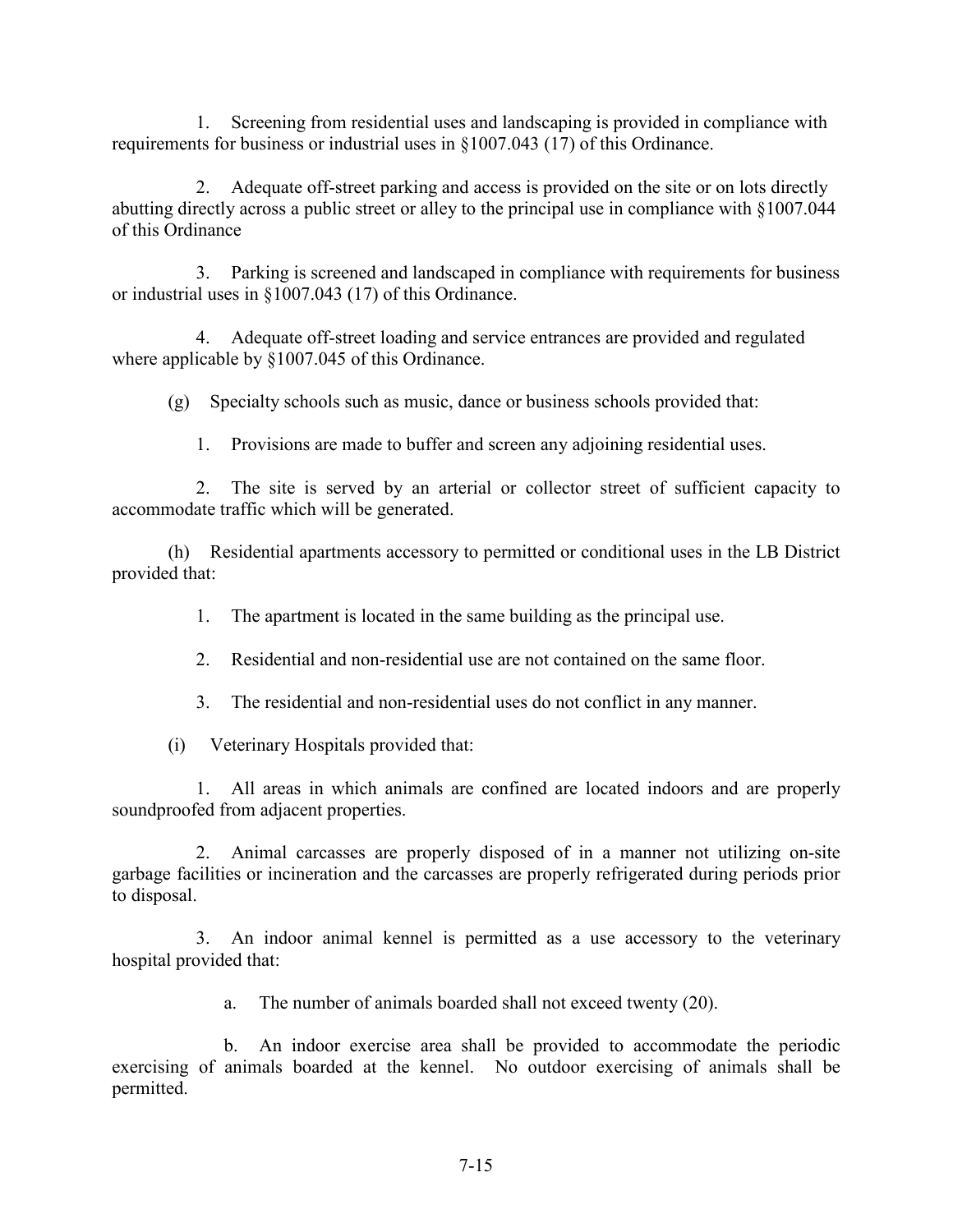1. Screening from residential uses and landscaping is provided in compliance with requirements for business or industrial uses in §1007.043 (17) of this Ordinance.

2. Adequate off-street parking and access is provided on the site or on lots directly abutting directly across a public street or alley to the principal use in compliance with §1007.044 of this Ordinance

3. Parking is screened and landscaped in compliance with requirements for business or industrial uses in §1007.043 (17) of this Ordinance.

4. Adequate off-street loading and service entrances are provided and regulated where applicable by §1007.045 of this Ordinance.

(g) Specialty schools such as music, dance or business schools provided that:

1. Provisions are made to buffer and screen any adjoining residential uses.

2. The site is served by an arterial or collector street of sufficient capacity to accommodate traffic which will be generated.

(h) Residential apartments accessory to permitted or conditional uses in the LB District provided that:

1. The apartment is located in the same building as the principal use.

2. Residential and non-residential use are not contained on the same floor.

3. The residential and non-residential uses do not conflict in any manner.

(i) Veterinary Hospitals provided that:

1. All areas in which animals are confined are located indoors and are properly soundproofed from adjacent properties.

2. Animal carcasses are properly disposed of in a manner not utilizing on-site garbage facilities or incineration and the carcasses are properly refrigerated during periods prior to disposal.

3. An indoor animal kennel is permitted as a use accessory to the veterinary hospital provided that:

a. The number of animals boarded shall not exceed twenty (20).

b. An indoor exercise area shall be provided to accommodate the periodic exercising of animals boarded at the kennel. No outdoor exercising of animals shall be permitted.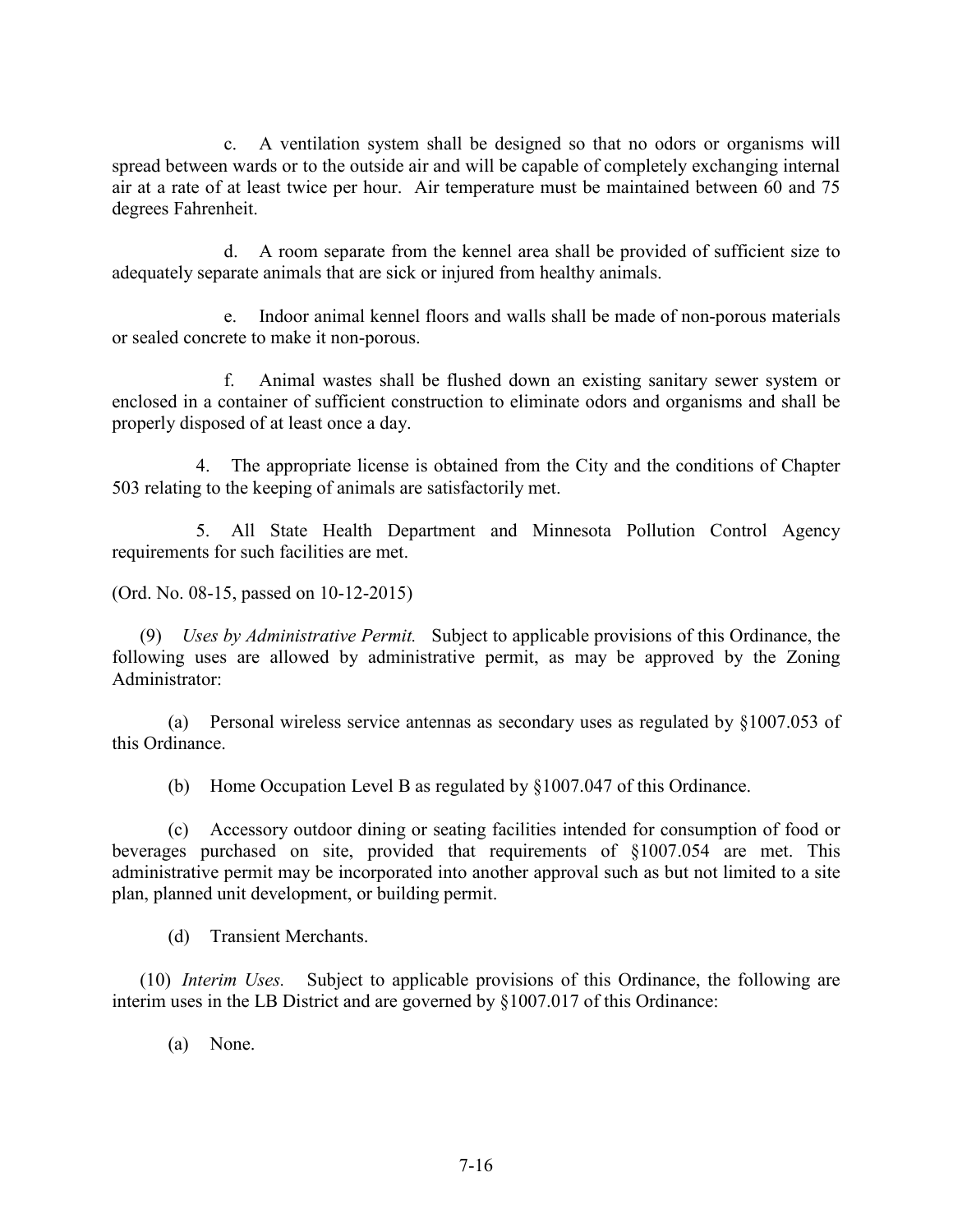c. A ventilation system shall be designed so that no odors or organisms will spread between wards or to the outside air and will be capable of completely exchanging internal air at a rate of at least twice per hour. Air temperature must be maintained between 60 and 75 degrees Fahrenheit.

d. A room separate from the kennel area shall be provided of sufficient size to adequately separate animals that are sick or injured from healthy animals.

e. Indoor animal kennel floors and walls shall be made of non-porous materials or sealed concrete to make it non-porous.

f. Animal wastes shall be flushed down an existing sanitary sewer system or enclosed in a container of sufficient construction to eliminate odors and organisms and shall be properly disposed of at least once a day.

4. The appropriate license is obtained from the City and the conditions of Chapter 503 relating to the keeping of animals are satisfactorily met.

5. All State Health Department and Minnesota Pollution Control Agency requirements for such facilities are met.

(Ord. No. 08-15, passed on 10-12-2015)

(9) *Uses by Administrative Permit.* Subject to applicable provisions of this Ordinance, the following uses are allowed by administrative permit, as may be approved by the Zoning Administrator:

(a) Personal wireless service antennas as secondary uses as regulated by §1007.053 of this Ordinance.

(b) Home Occupation Level B as regulated by §1007.047 of this Ordinance.

(c) Accessory outdoor dining or seating facilities intended for consumption of food or beverages purchased on site, provided that requirements of §1007.054 are met. This administrative permit may be incorporated into another approval such as but not limited to a site plan, planned unit development, or building permit.

(d) Transient Merchants.

(10) *Interim Uses.* Subject to applicable provisions of this Ordinance, the following are interim uses in the LB District and are governed by §1007.017 of this Ordinance:

(a) None.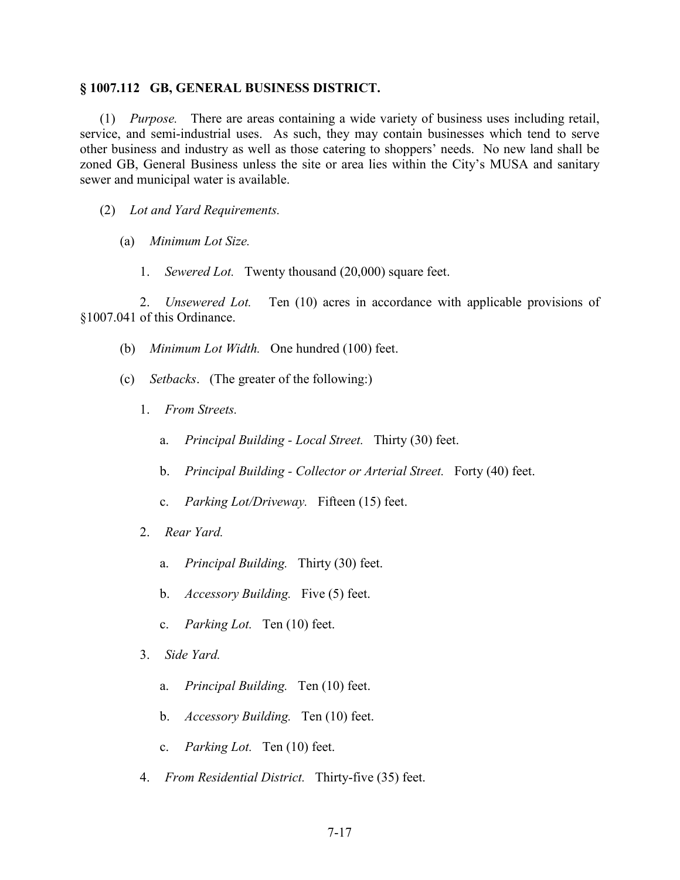## § 1007.112 GB, GENERAL BUSINESS DISTRICT.

(1) *Purpose.* There are areas containing a wide variety of business uses including retail, service, and semi-industrial uses. As such, they may contain businesses which tend to serve other business and industry as well as those catering to shoppers' needs. No new land shall be zoned GB, General Business unless the site or area lies within the City's MUSA and sanitary sewer and municipal water is available.

(2) *Lot and Yard Requirements.*

(a) *Minimum Lot Size.*

1. *Sewered Lot.* Twenty thousand (20,000) square feet.

2. *Unsewered Lot.* Ten (10) acres in accordance with applicable provisions of §1007.041 of this Ordinance.

(b) *Minimum Lot Width.* One hundred (100) feet.

(c) *Setbacks*. (The greater of the following:)

1. *From Streets.*

a. *Principal Building - Local Street.* Thirty (30) feet.

b. *Principal Building - Collector or Arterial Street.* Forty (40) feet.

c. *Parking Lot/Driveway.* Fifteen (15) feet.

2. *Rear Yard.*

a. *Principal Building.* Thirty (30) feet.

b. *Accessory Building.* Five (5) feet.

c. *Parking Lot.* Ten (10) feet.

3. *Side Yard.*

a. *Principal Building.* Ten (10) feet.

b. *Accessory Building.* Ten (10) feet.

c. *Parking Lot.* Ten (10) feet.

4. *From Residential District.* Thirty-five (35) feet.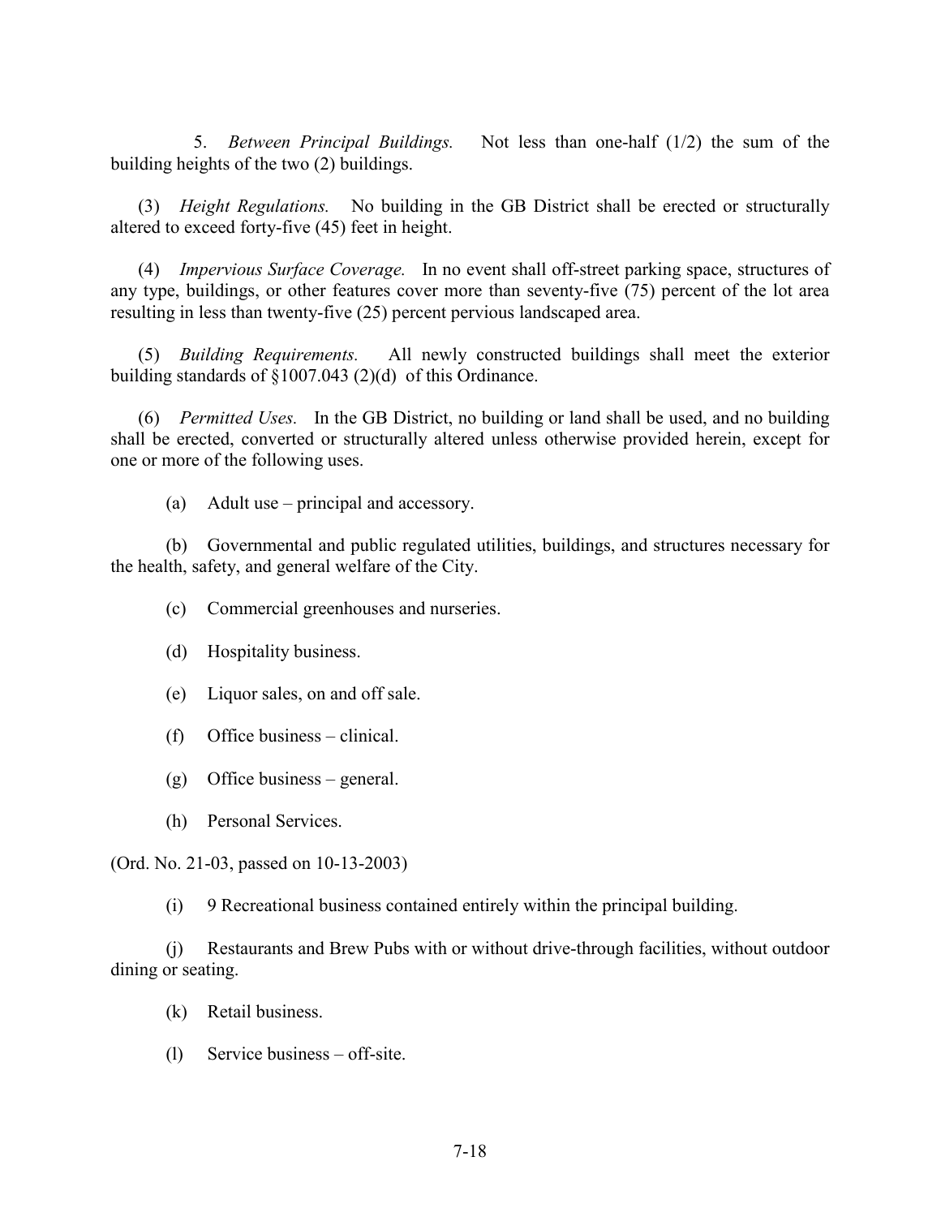5. *Between Principal Buildings.* Not less than one-half (1/2) the sum of the building heights of the two (2) buildings.

(3) *Height Regulations.* No building in the GB District shall be erected or structurally altered to exceed forty-five (45) feet in height.

(4) *Impervious Surface Coverage.* In no event shall off-street parking space, structures of any type, buildings, or other features cover more than seventy-five (75) percent of the lot area resulting in less than twenty-five (25) percent pervious landscaped area.

(5) *Building Requirements.* All newly constructed buildings shall meet the exterior building standards of §1007.043 (2)(d) of this Ordinance.

(6) *Permitted Uses.* In the GB District, no building or land shall be used, and no building shall be erected, converted or structurally altered unless otherwise provided herein, except for one or more of the following uses.

(a) Adult use – principal and accessory.

(b) Governmental and public regulated utilities, buildings, and structures necessary for the health, safety, and general welfare of the City.

(c) Commercial greenhouses and nurseries.

(d) Hospitality business.

(e) Liquor sales, on and off sale.

(f) Office business – clinical.

(g) Office business – general.

(h) Personal Services.

(Ord. No. 21-03, passed on 10-13-2003)

(i) 9 Recreational business contained entirely within the principal building.

(j) Restaurants and Brew Pubs with or without drive-through facilities, without outdoor dining or seating.

(k) Retail business.

(l) Service business – off-site.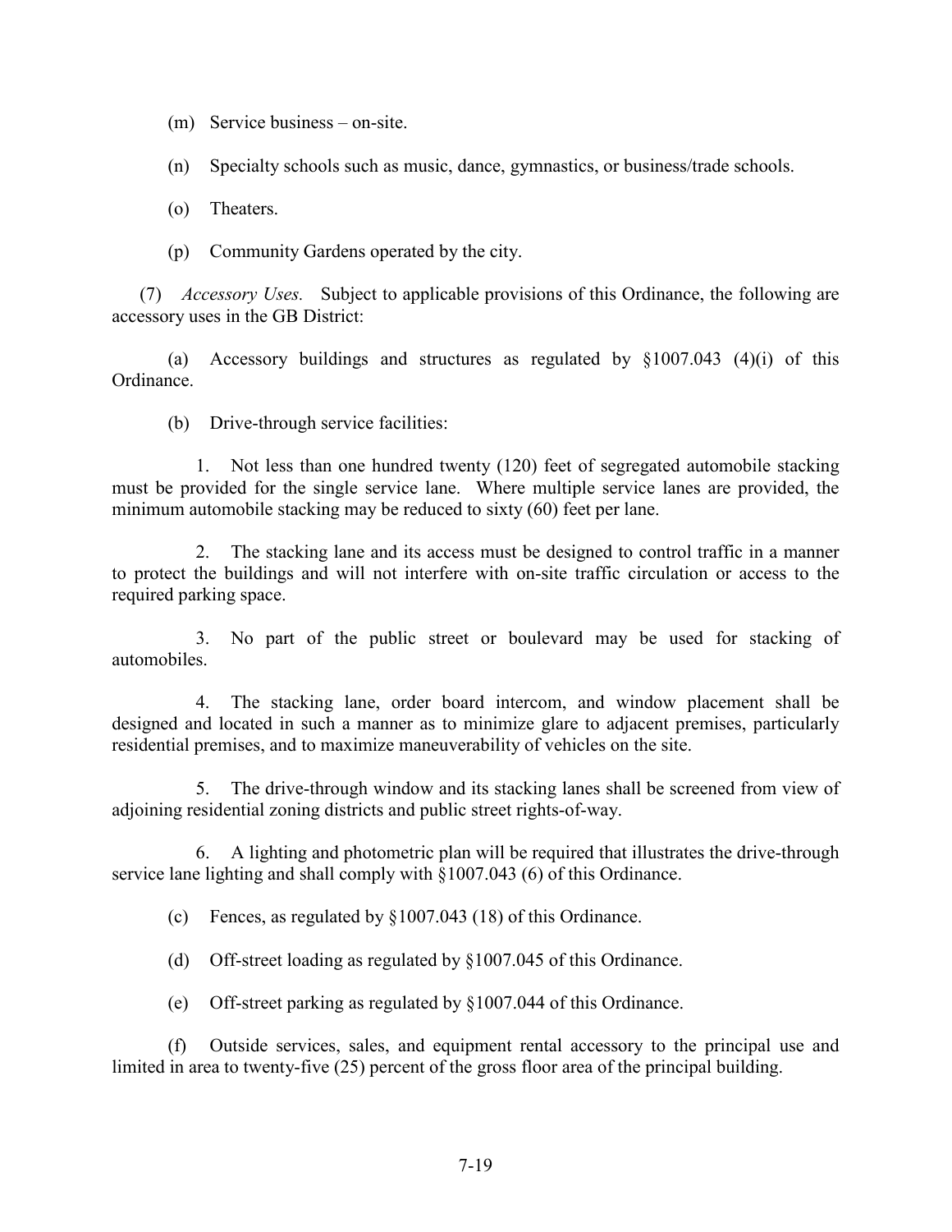(m) Service business – on-site.

(n) Specialty schools such as music, dance, gymnastics, or business/trade schools.

(o) Theaters.

(p) Community Gardens operated by the city.

(7) *Accessory Uses.* Subject to applicable provisions of this Ordinance, the following are accessory uses in the GB District:

(a) Accessory buildings and structures as regulated by §1007.043 (4)(i) of this Ordinance.

(b) Drive-through service facilities:

1. Not less than one hundred twenty (120) feet of segregated automobile stacking must be provided for the single service lane. Where multiple service lanes are provided, the minimum automobile stacking may be reduced to sixty (60) feet per lane.

2. The stacking lane and its access must be designed to control traffic in a manner to protect the buildings and will not interfere with on-site traffic circulation or access to the required parking space.

3. No part of the public street or boulevard may be used for stacking of automobiles.

4. The stacking lane, order board intercom, and window placement shall be designed and located in such a manner as to minimize glare to adjacent premises, particularly residential premises, and to maximize maneuverability of vehicles on the site.

5. The drive-through window and its stacking lanes shall be screened from view of adjoining residential zoning districts and public street rights-of-way.

6. A lighting and photometric plan will be required that illustrates the drive-through service lane lighting and shall comply with §1007.043 (6) of this Ordinance.

(c) Fences, as regulated by §1007.043 (18) of this Ordinance.

(d) Off-street loading as regulated by §1007.045 of this Ordinance.

(e) Off-street parking as regulated by §1007.044 of this Ordinance.

(f) Outside services, sales, and equipment rental accessory to the principal use and limited in area to twenty-five (25) percent of the gross floor area of the principal building.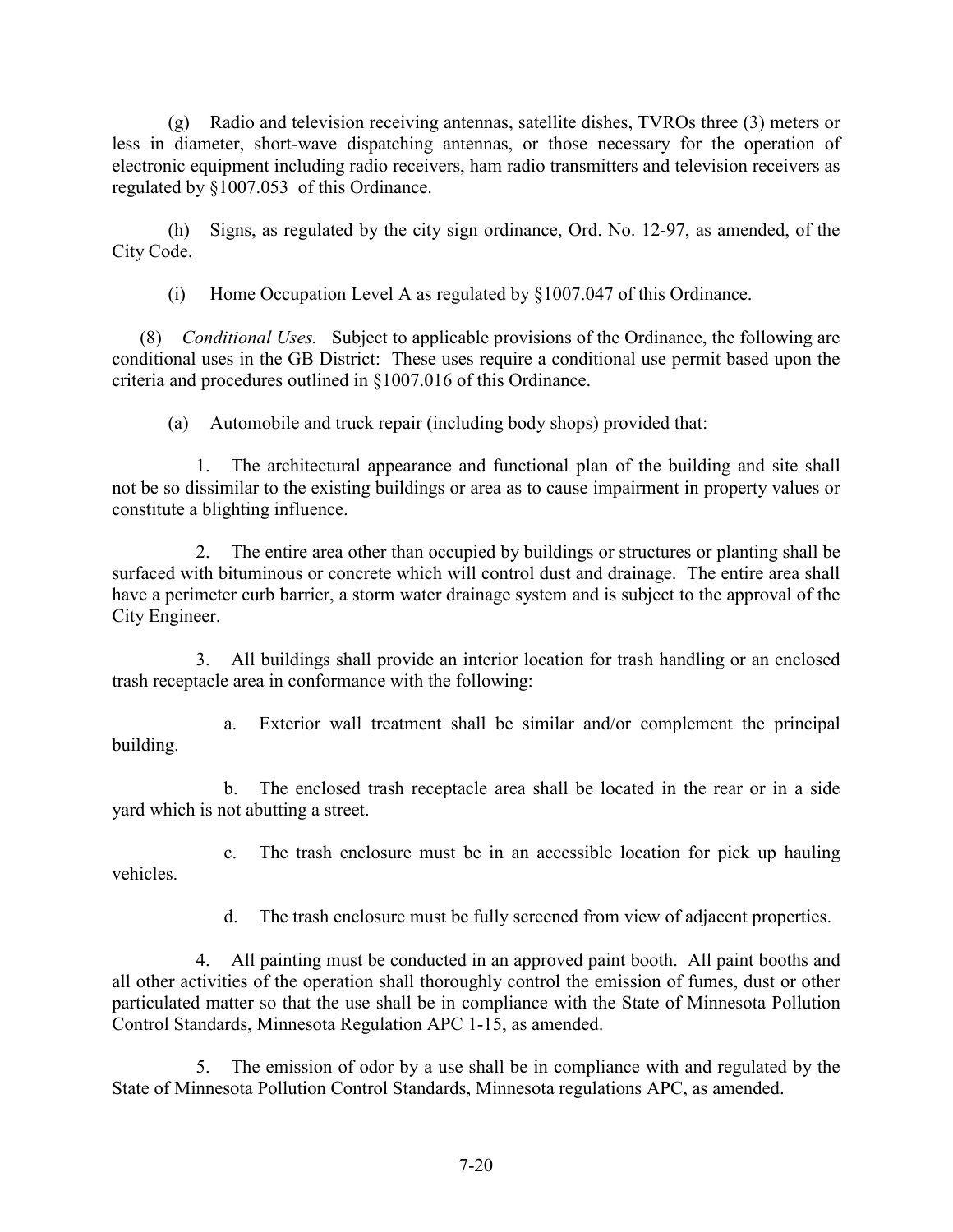(g) Radio and television receiving antennas, satellite dishes, TVROs three (3) meters or less in diameter, short-wave dispatching antennas, or those necessary for the operation of electronic equipment including radio receivers, ham radio transmitters and television receivers as regulated by §1007.053 of this Ordinance.

(h) Signs, as regulated by the city sign ordinance, Ord. No. 12-97, as amended, of the City Code.

(i) Home Occupation Level A as regulated by §1007.047 of this Ordinance.

(8) *Conditional Uses.* Subject to applicable provisions of the Ordinance, the following are conditional uses in the GB District: These uses require a conditional use permit based upon the criteria and procedures outlined in §1007.016 of this Ordinance.

(a) Automobile and truck repair (including body shops) provided that:

1. The architectural appearance and functional plan of the building and site shall not be so dissimilar to the existing buildings or area as to cause impairment in property values or constitute a blighting influence.

2. The entire area other than occupied by buildings or structures or planting shall be surfaced with bituminous or concrete which will control dust and drainage. The entire area shall have a perimeter curb barrier, a storm water drainage system and is subject to the approval of the City Engineer.

3. All buildings shall provide an interior location for trash handling or an enclosed trash receptacle area in conformance with the following:

a. Exterior wall treatment shall be similar and/or complement the principal building.

b. The enclosed trash receptacle area shall be located in the rear or in a side yard which is not abutting a street.

c. The trash enclosure must be in an accessible location for pick up hauling vehicles.

d. The trash enclosure must be fully screened from view of adjacent properties.

4. All painting must be conducted in an approved paint booth. All paint booths and all other activities of the operation shall thoroughly control the emission of fumes, dust or other particulated matter so that the use shall be in compliance with the State of Minnesota Pollution Control Standards, Minnesota Regulation APC 1-15, as amended.

5. The emission of odor by a use shall be in compliance with and regulated by the State of Minnesota Pollution Control Standards, Minnesota regulations APC, as amended.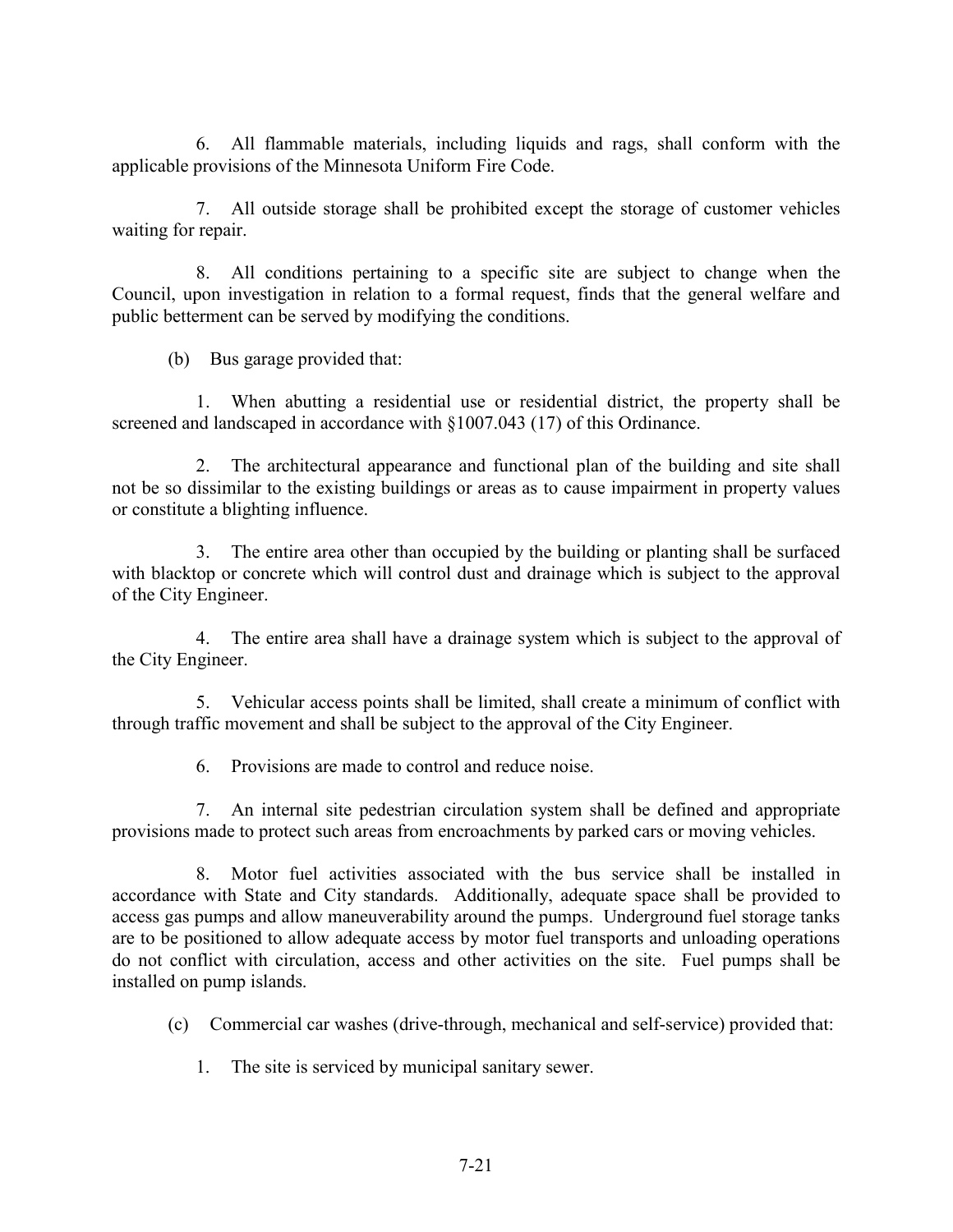6. All flammable materials, including liquids and rags, shall conform with the applicable provisions of the Minnesota Uniform Fire Code.

7. All outside storage shall be prohibited except the storage of customer vehicles waiting for repair.

8. All conditions pertaining to a specific site are subject to change when the Council, upon investigation in relation to a formal request, finds that the general welfare and public betterment can be served by modifying the conditions.

(b) Bus garage provided that:

1. When abutting a residential use or residential district, the property shall be screened and landscaped in accordance with §1007.043 (17) of this Ordinance.

2. The architectural appearance and functional plan of the building and site shall not be so dissimilar to the existing buildings or areas as to cause impairment in property values or constitute a blighting influence.

3. The entire area other than occupied by the building or planting shall be surfaced with blacktop or concrete which will control dust and drainage which is subject to the approval of the City Engineer.

4. The entire area shall have a drainage system which is subject to the approval of the City Engineer.

5. Vehicular access points shall be limited, shall create a minimum of conflict with through traffic movement and shall be subject to the approval of the City Engineer.

6. Provisions are made to control and reduce noise.

7. An internal site pedestrian circulation system shall be defined and appropriate provisions made to protect such areas from encroachments by parked cars or moving vehicles.

8. Motor fuel activities associated with the bus service shall be installed in accordance with State and City standards. Additionally, adequate space shall be provided to access gas pumps and allow maneuverability around the pumps. Underground fuel storage tanks are to be positioned to allow adequate access by motor fuel transports and unloading operations do not conflict with circulation, access and other activities on the site. Fuel pumps shall be installed on pump islands.

(c) Commercial car washes (drive-through, mechanical and self-service) provided that:

1. The site is serviced by municipal sanitary sewer.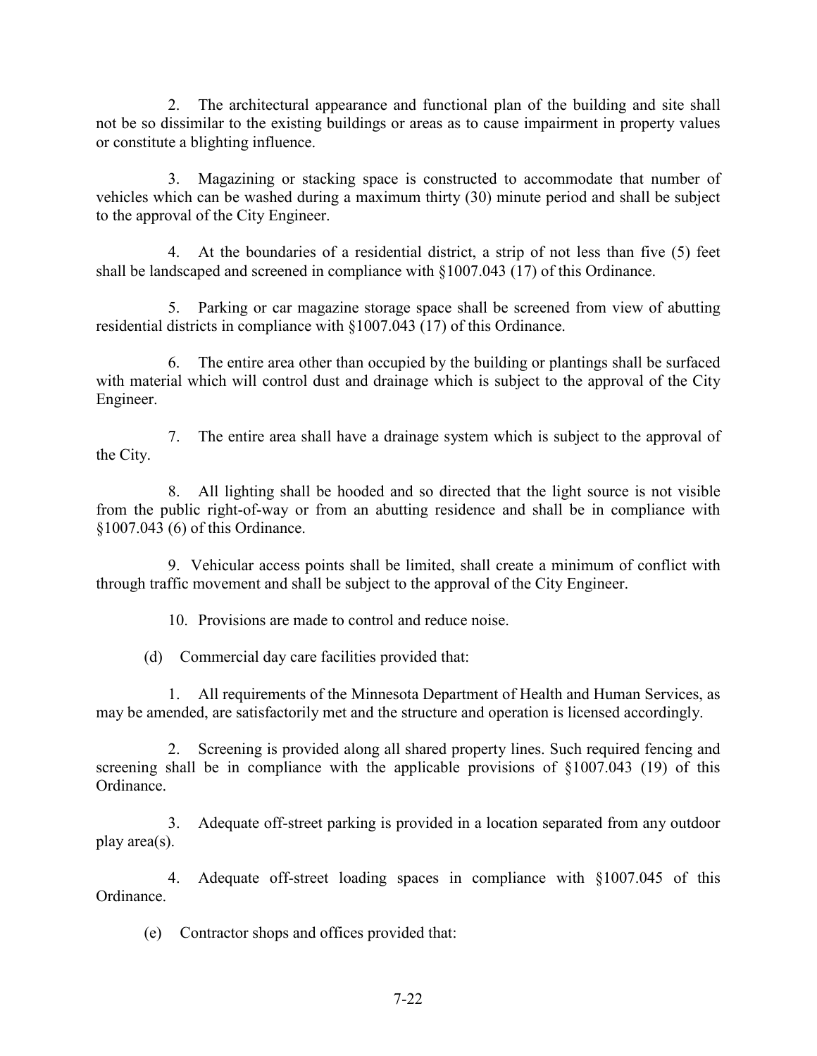2. The architectural appearance and functional plan of the building and site shall not be so dissimilar to the existing buildings or areas as to cause impairment in property values or constitute a blighting influence.

3. Magazining or stacking space is constructed to accommodate that number of vehicles which can be washed during a maximum thirty (30) minute period and shall be subject to the approval of the City Engineer.

4. At the boundaries of a residential district, a strip of not less than five (5) feet shall be landscaped and screened in compliance with §1007.043 (17) of this Ordinance.

5. Parking or car magazine storage space shall be screened from view of abutting residential districts in compliance with §1007.043 (17) of this Ordinance.

6. The entire area other than occupied by the building or plantings shall be surfaced with material which will control dust and drainage which is subject to the approval of the City Engineer.

7. The entire area shall have a drainage system which is subject to the approval of the City.

8. All lighting shall be hooded and so directed that the light source is not visible from the public right-of-way or from an abutting residence and shall be in compliance with §1007.043 (6) of this Ordinance.

9. Vehicular access points shall be limited, shall create a minimum of conflict with through traffic movement and shall be subject to the approval of the City Engineer.

10. Provisions are made to control and reduce noise.

(d) Commercial day care facilities provided that:

1. All requirements of the Minnesota Department of Health and Human Services, as may be amended, are satisfactorily met and the structure and operation is licensed accordingly.

2. Screening is provided along all shared property lines. Such required fencing and screening shall be in compliance with the applicable provisions of §1007.043 (19) of this Ordinance.

3. Adequate off-street parking is provided in a location separated from any outdoor play area(s).

4. Adequate off-street loading spaces in compliance with §1007.045 of this Ordinance.

(e) Contractor shops and offices provided that: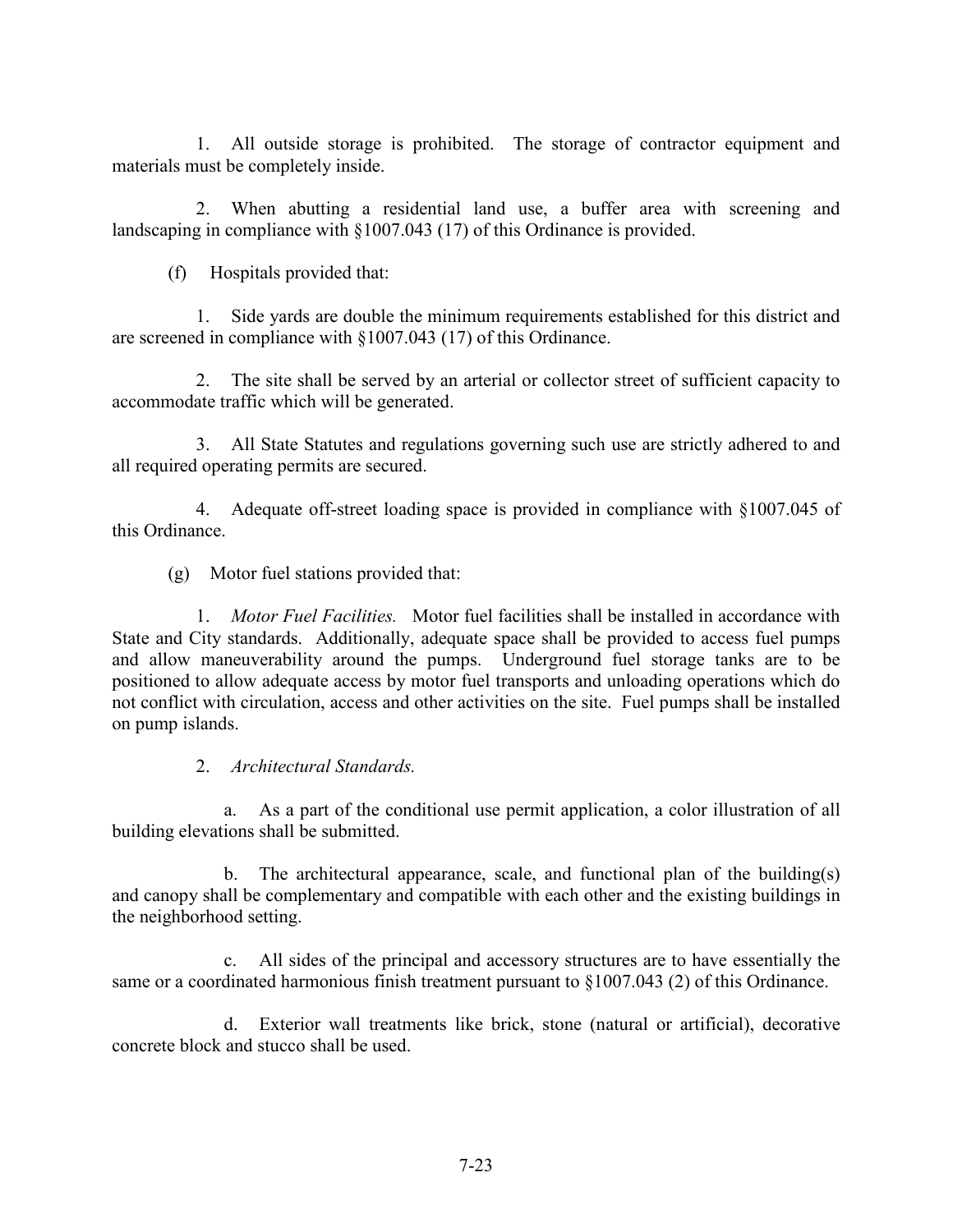1. All outside storage is prohibited. The storage of contractor equipment and materials must be completely inside.

2. When abutting a residential land use, a buffer area with screening and landscaping in compliance with §1007.043 (17) of this Ordinance is provided.

(f) Hospitals provided that:

1. Side yards are double the minimum requirements established for this district and are screened in compliance with §1007.043 (17) of this Ordinance.

2. The site shall be served by an arterial or collector street of sufficient capacity to accommodate traffic which will be generated.

3. All State Statutes and regulations governing such use are strictly adhered to and all required operating permits are secured.

4. Adequate off-street loading space is provided in compliance with §1007.045 of this Ordinance.

(g) Motor fuel stations provided that:

1. *Motor Fuel Facilities.* Motor fuel facilities shall be installed in accordance with State and City standards. Additionally, adequate space shall be provided to access fuel pumps and allow maneuverability around the pumps. Underground fuel storage tanks are to be positioned to allow adequate access by motor fuel transports and unloading operations which do not conflict with circulation, access and other activities on the site. Fuel pumps shall be installed on pump islands.

2. *Architectural Standards.*

a. As a part of the conditional use permit application, a color illustration of all building elevations shall be submitted.

b. The architectural appearance, scale, and functional plan of the building(s) and canopy shall be complementary and compatible with each other and the existing buildings in the neighborhood setting.

c. All sides of the principal and accessory structures are to have essentially the same or a coordinated harmonious finish treatment pursuant to §1007.043 (2) of this Ordinance.

d. Exterior wall treatments like brick, stone (natural or artificial), decorative concrete block and stucco shall be used.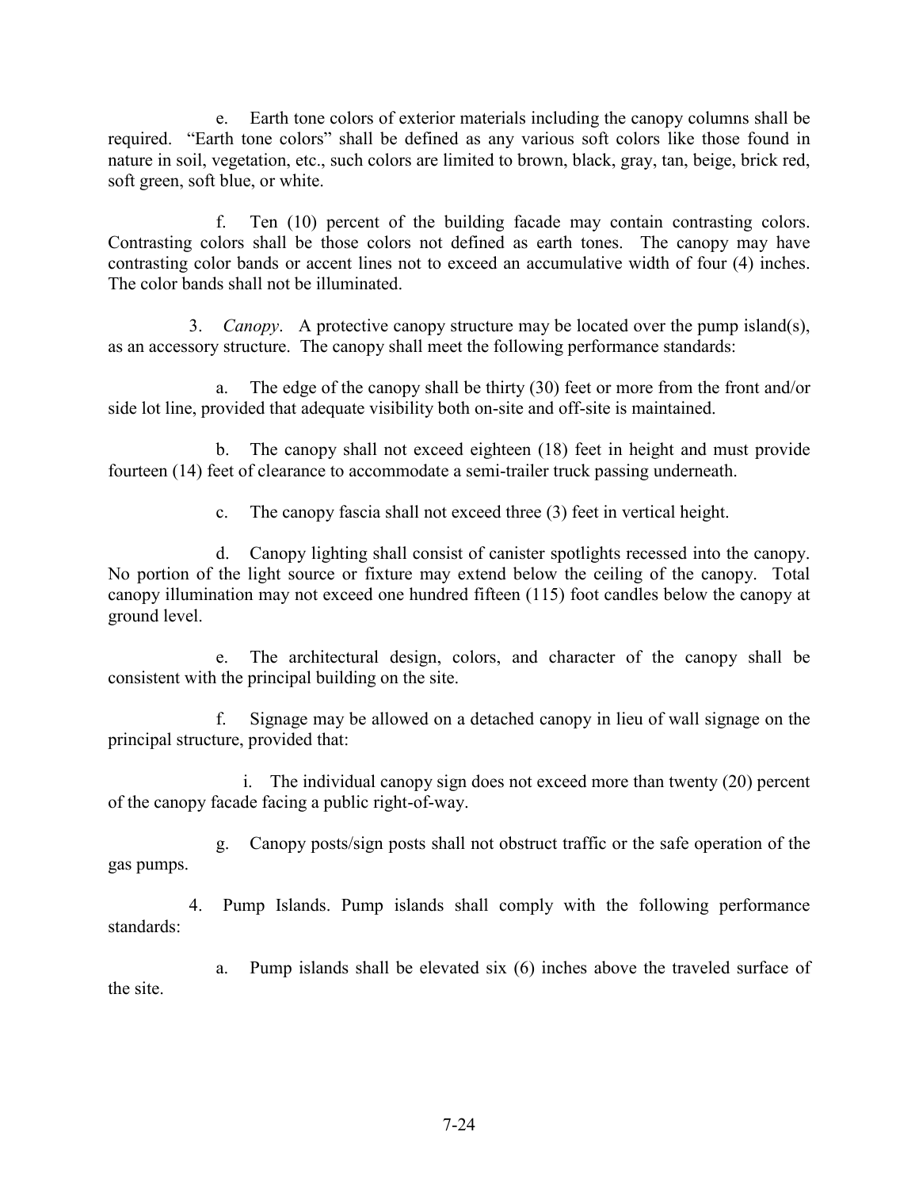e. Earth tone colors of exterior materials including the canopy columns shall be required. "Earth tone colors" shall be defined as any various soft colors like those found in nature in soil, vegetation, etc., such colors are limited to brown, black, gray, tan, beige, brick red, soft green, soft blue, or white.

f. Ten (10) percent of the building facade may contain contrasting colors. Contrasting colors shall be those colors not defined as earth tones. The canopy may have contrasting color bands or accent lines not to exceed an accumulative width of four (4) inches. The color bands shall not be illuminated.

3. *Canopy*. A protective canopy structure may be located over the pump island(s), as an accessory structure. The canopy shall meet the following performance standards:

a. The edge of the canopy shall be thirty (30) feet or more from the front and/or side lot line, provided that adequate visibility both on-site and off-site is maintained.

b. The canopy shall not exceed eighteen (18) feet in height and must provide fourteen (14) feet of clearance to accommodate a semi-trailer truck passing underneath.

c. The canopy fascia shall not exceed three (3) feet in vertical height.

d. Canopy lighting shall consist of canister spotlights recessed into the canopy. No portion of the light source or fixture may extend below the ceiling of the canopy. Total canopy illumination may not exceed one hundred fifteen (115) foot candles below the canopy at ground level.

e. The architectural design, colors, and character of the canopy shall be consistent with the principal building on the site.

f. Signage may be allowed on a detached canopy in lieu of wall signage on the principal structure, provided that:

i. The individual canopy sign does not exceed more than twenty (20) percent of the canopy facade facing a public right-of-way.

g. Canopy posts/sign posts shall not obstruct traffic or the safe operation of the gas pumps.

4. Pump Islands. Pump islands shall comply with the following performance standards:

a. Pump islands shall be elevated six (6) inches above the traveled surface of the site.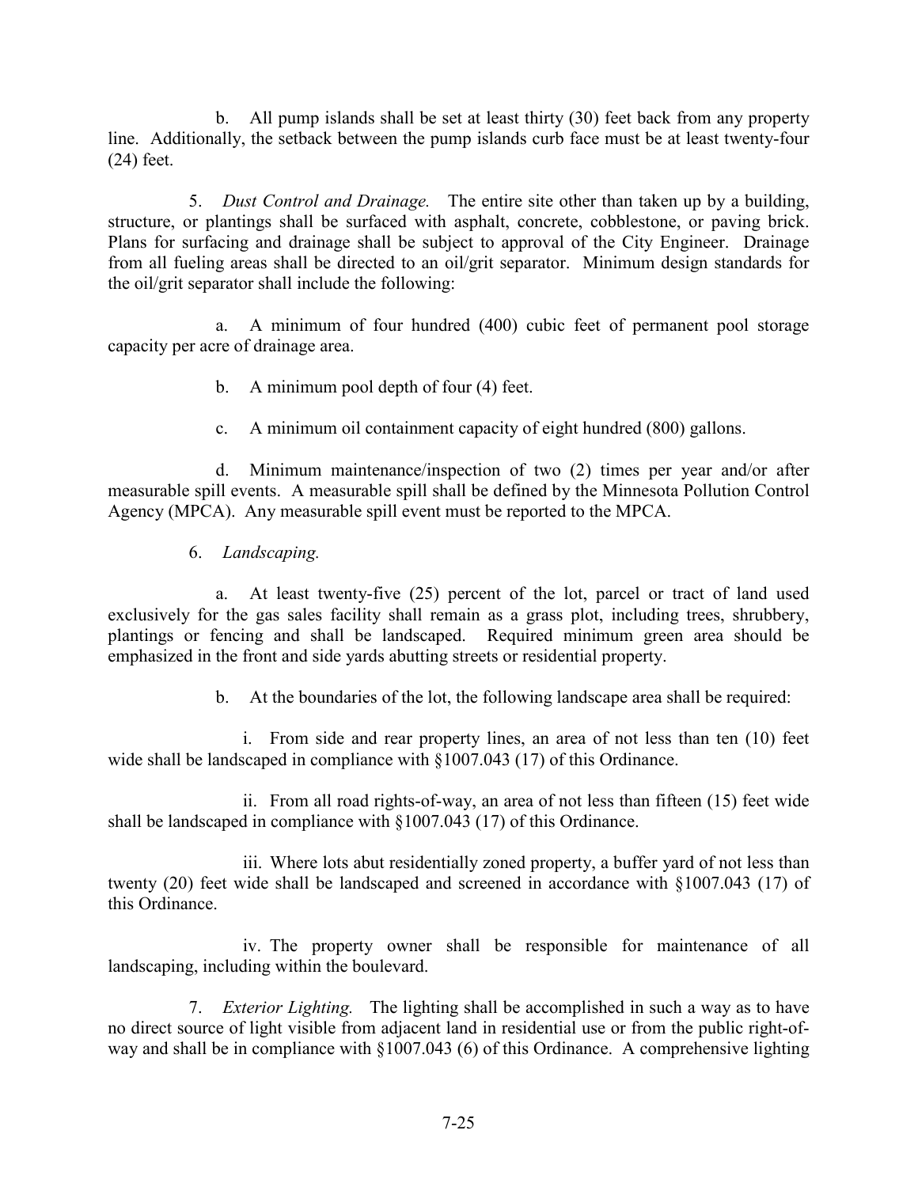b. All pump islands shall be set at least thirty (30) feet back from any property line. Additionally, the setback between the pump islands curb face must be at least twenty-four (24) feet.

5. *Dust Control and Drainage.* The entire site other than taken up by a building, structure, or plantings shall be surfaced with asphalt, concrete, cobblestone, or paving brick. Plans for surfacing and drainage shall be subject to approval of the City Engineer. Drainage from all fueling areas shall be directed to an oil/grit separator. Minimum design standards for the oil/grit separator shall include the following:

a. A minimum of four hundred (400) cubic feet of permanent pool storage capacity per acre of drainage area.

b. A minimum pool depth of four (4) feet.

c. A minimum oil containment capacity of eight hundred (800) gallons.

d. Minimum maintenance/inspection of two (2) times per year and/or after measurable spill events. A measurable spill shall be defined by the Minnesota Pollution Control Agency (MPCA). Any measurable spill event must be reported to the MPCA.

6. *Landscaping.*

a. At least twenty-five (25) percent of the lot, parcel or tract of land used exclusively for the gas sales facility shall remain as a grass plot, including trees, shrubbery, plantings or fencing and shall be landscaped. Required minimum green area should be emphasized in the front and side yards abutting streets or residential property.

b. At the boundaries of the lot, the following landscape area shall be required:

i. From side and rear property lines, an area of not less than ten (10) feet wide shall be landscaped in compliance with §1007.043 (17) of this Ordinance.

ii. From all road rights-of-way, an area of not less than fifteen (15) feet wide shall be landscaped in compliance with §1007.043 (17) of this Ordinance.

iii. Where lots abut residentially zoned property, a buffer yard of not less than twenty (20) feet wide shall be landscaped and screened in accordance with §1007.043 (17) of this Ordinance.

iv. The property owner shall be responsible for maintenance of all landscaping, including within the boulevard.

7. *Exterior Lighting.* The lighting shall be accomplished in such a way as to have no direct source of light visible from adjacent land in residential use or from the public right-of-way and shall be in compliance with §1007.043 (6) of this Ordinance. A comprehensive lighting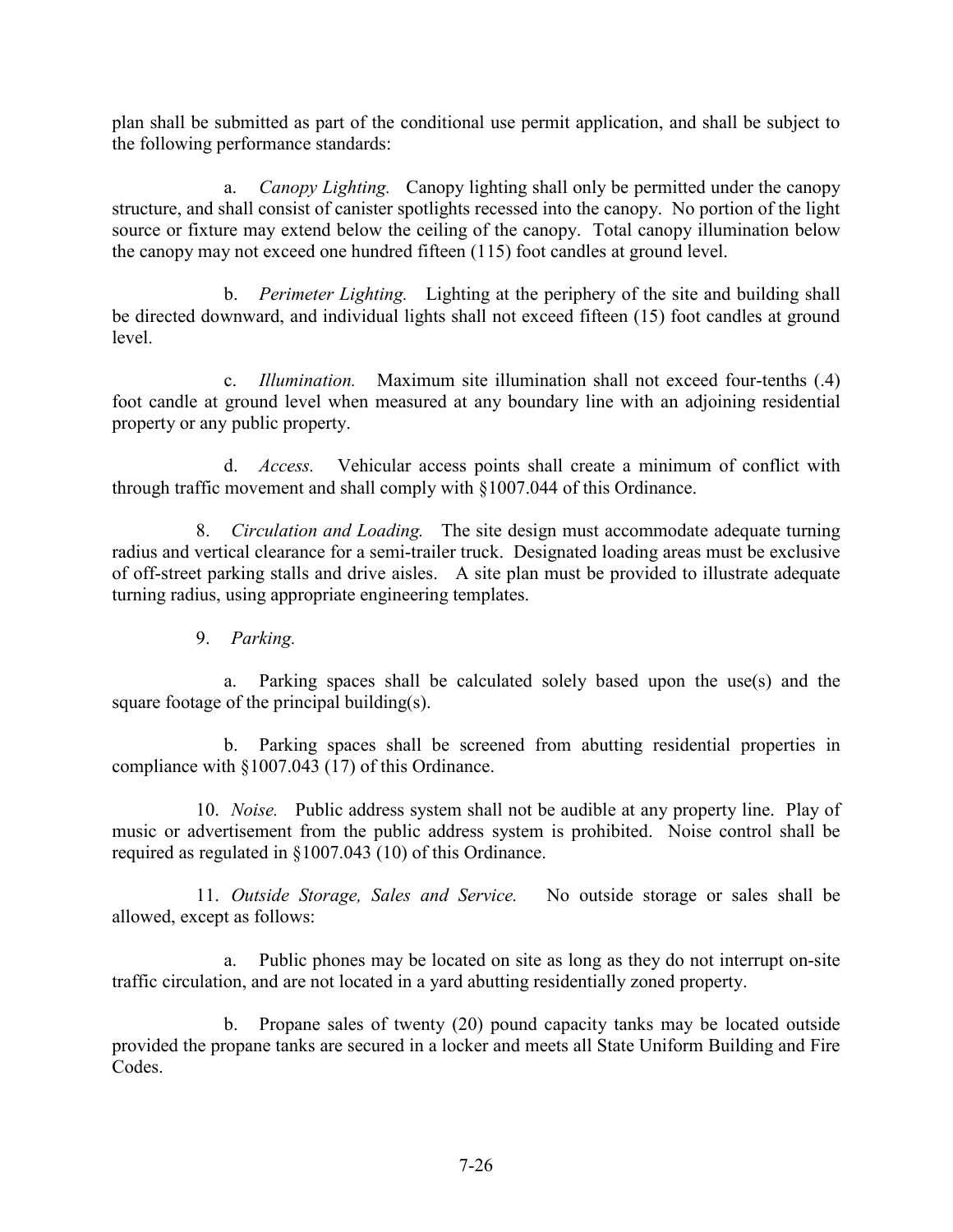plan shall be submitted as part of the conditional use permit application, and shall be subject to the following performance standards:

a. *Canopy Lighting.* Canopy lighting shall only be permitted under the canopy structure, and shall consist of canister spotlights recessed into the canopy. No portion of the light source or fixture may extend below the ceiling of the canopy. Total canopy illumination below the canopy may not exceed one hundred fifteen (115) foot candles at ground level.

b. *Perimeter Lighting.* Lighting at the periphery of the site and building shall be directed downward, and individual lights shall not exceed fifteen (15) foot candles at ground level.

c. *Illumination.* Maximum site illumination shall not exceed four-tenths (.4) foot candle at ground level when measured at any boundary line with an adjoining residential property or any public property.

d. *Access.* Vehicular access points shall create a minimum of conflict with through traffic movement and shall comply with §1007.044 of this Ordinance.

8. *Circulation and Loading.* The site design must accommodate adequate turning radius and vertical clearance for a semi-trailer truck. Designated loading areas must be exclusive of off-street parking stalls and drive aisles. A site plan must be provided to illustrate adequate turning radius, using appropriate engineering templates.

9. *Parking.*

a. Parking spaces shall be calculated solely based upon the use(s) and the square footage of the principal building(s).

b. Parking spaces shall be screened from abutting residential properties in compliance with §1007.043 (17) of this Ordinance.

10. *Noise.* Public address system shall not be audible at any property line. Play of music or advertisement from the public address system is prohibited. Noise control shall be required as regulated in §1007.043 (10) of this Ordinance.

11. *Outside Storage, Sales and Service.* No outside storage or sales shall be allowed, except as follows:

a. Public phones may be located on site as long as they do not interrupt on-site traffic circulation, and are not located in a yard abutting residentially zoned property.

b. Propane sales of twenty (20) pound capacity tanks may be located outside provided the propane tanks are secured in a locker and meets all State Uniform Building and Fire Codes.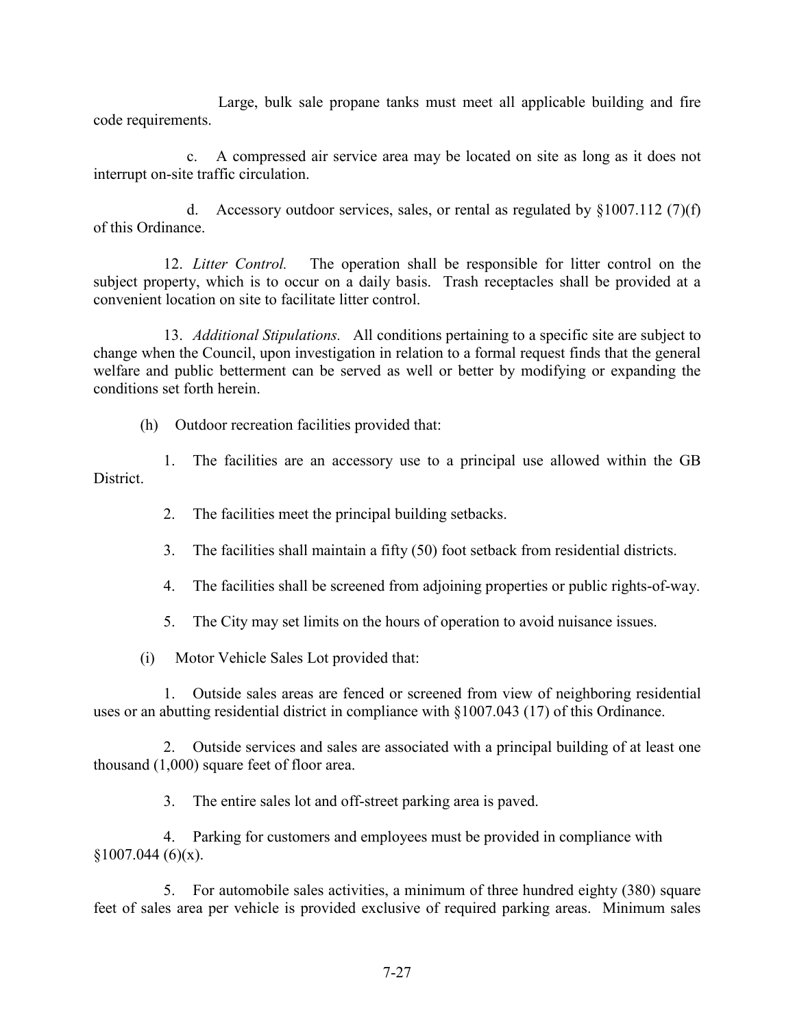Large, bulk sale propane tanks must meet all applicable building and fire code requirements.

c. A compressed air service area may be located on site as long as it does not interrupt on-site traffic circulation.

d. Accessory outdoor services, sales, or rental as regulated by §1007.112 (7)(f) of this Ordinance.

12. *Litter Control.* The operation shall be responsible for litter control on the subject property, which is to occur on a daily basis. Trash receptacles shall be provided at a convenient location on site to facilitate litter control.

13. *Additional Stipulations.* All conditions pertaining to a specific site are subject to change when the Council, upon investigation in relation to a formal request finds that the general welfare and public betterment can be served as well or better by modifying or expanding the conditions set forth herein.

(h) Outdoor recreation facilities provided that:

1. The facilities are an accessory use to a principal use allowed within the GB District.

2. The facilities meet the principal building setbacks.

3. The facilities shall maintain a fifty (50) foot setback from residential districts.

4. The facilities shall be screened from adjoining properties or public rights-of-way.

5. The City may set limits on the hours of operation to avoid nuisance issues.

(i) Motor Vehicle Sales Lot provided that:

1. Outside sales areas are fenced or screened from view of neighboring residential uses or an abutting residential district in compliance with §1007.043 (17) of this Ordinance.

2. Outside services and sales are associated with a principal building of at least one thousand (1,000) square feet of floor area.

3. The entire sales lot and off-street parking area is paved.

4. Parking for customers and employees must be provided in compliance with §1007.044 (6)(x).

5. For automobile sales activities, a minimum of three hundred eighty (380) square feet of sales area per vehicle is provided exclusive of required parking areas. Minimum sales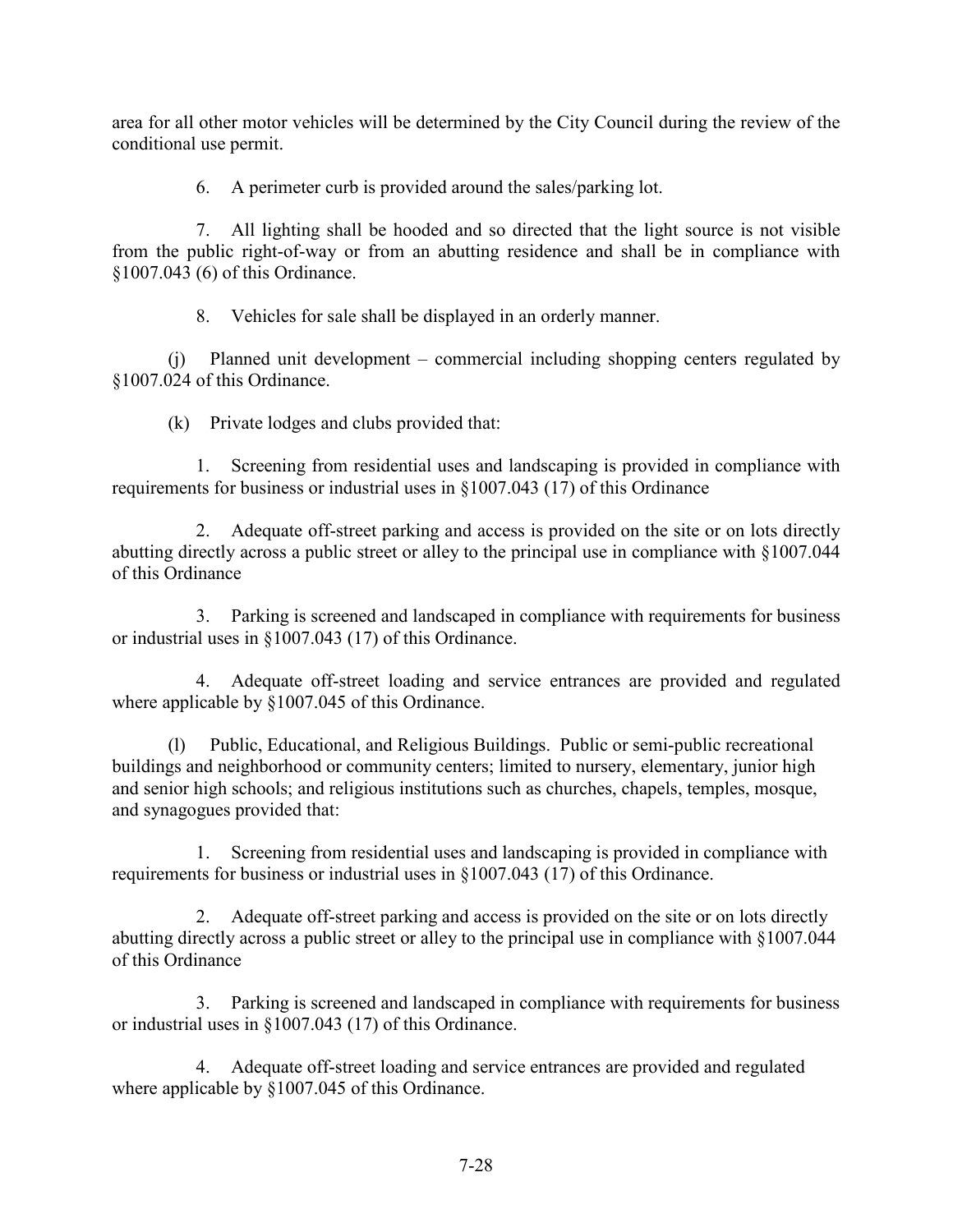area for all other motor vehicles will be determined by the City Council during the review of the conditional use permit.

6. A perimeter curb is provided around the sales/parking lot.

7. All lighting shall be hooded and so directed that the light source is not visible from the public right-of-way or from an abutting residence and shall be in compliance with §1007.043 (6) of this Ordinance.

8. Vehicles for sale shall be displayed in an orderly manner.

(j) Planned unit development – commercial including shopping centers regulated by §1007.024 of this Ordinance.

(k) Private lodges and clubs provided that:

1. Screening from residential uses and landscaping is provided in compliance with requirements for business or industrial uses in §1007.043 (17) of this Ordinance

2. Adequate off-street parking and access is provided on the site or on lots directly abutting directly across a public street or alley to the principal use in compliance with §1007.044 of this Ordinance

3. Parking is screened and landscaped in compliance with requirements for business or industrial uses in §1007.043 (17) of this Ordinance.

4. Adequate off-street loading and service entrances are provided and regulated where applicable by §1007.045 of this Ordinance.

(l) Public, Educational, and Religious Buildings. Public or semi-public recreational buildings and neighborhood or community centers; limited to nursery, elementary, junior high and senior high schools; and religious institutions such as churches, chapels, temples, mosque, and synagogues provided that:

1. Screening from residential uses and landscaping is provided in compliance with requirements for business or industrial uses in §1007.043 (17) of this Ordinance.

2. Adequate off-street parking and access is provided on the site or on lots directly abutting directly across a public street or alley to the principal use in compliance with §1007.044 of this Ordinance

3. Parking is screened and landscaped in compliance with requirements for business or industrial uses in §1007.043 (17) of this Ordinance.

4. Adequate off-street loading and service entrances are provided and regulated where applicable by §1007.045 of this Ordinance.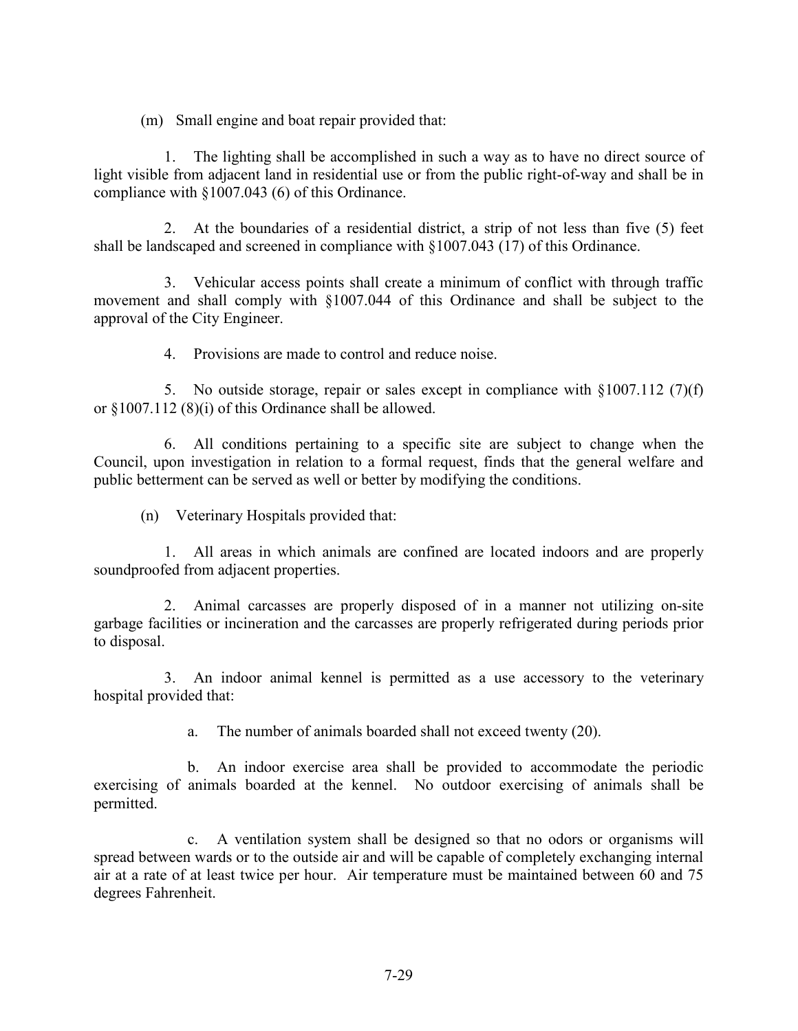(m) Small engine and boat repair provided that:

1. The lighting shall be accomplished in such a way as to have no direct source of light visible from adjacent land in residential use or from the public right-of-way and shall be in compliance with §1007.043 (6) of this Ordinance.

2. At the boundaries of a residential district, a strip of not less than five (5) feet shall be landscaped and screened in compliance with §1007.043 (17) of this Ordinance.

3. Vehicular access points shall create a minimum of conflict with through traffic movement and shall comply with §1007.044 of this Ordinance and shall be subject to the approval of the City Engineer.

4. Provisions are made to control and reduce noise.

5. No outside storage, repair or sales except in compliance with §1007.112 (7)(f) or §1007.112 (8)(i) of this Ordinance shall be allowed.

6. All conditions pertaining to a specific site are subject to change when the Council, upon investigation in relation to a formal request, finds that the general welfare and public betterment can be served as well or better by modifying the conditions.

(n) Veterinary Hospitals provided that:

1. All areas in which animals are confined are located indoors and are properly soundproofed from adjacent properties.

2. Animal carcasses are properly disposed of in a manner not utilizing on-site garbage facilities or incineration and the carcasses are properly refrigerated during periods prior to disposal.

3. An indoor animal kennel is permitted as a use accessory to the veterinary hospital provided that:

a. The number of animals boarded shall not exceed twenty (20).

b. An indoor exercise area shall be provided to accommodate the periodic exercising of animals boarded at the kennel. No outdoor exercising of animals shall be permitted.

c. A ventilation system shall be designed so that no odors or organisms will spread between wards or to the outside air and will be capable of completely exchanging internal air at a rate of at least twice per hour. Air temperature must be maintained between 60 and 75 degrees Fahrenheit.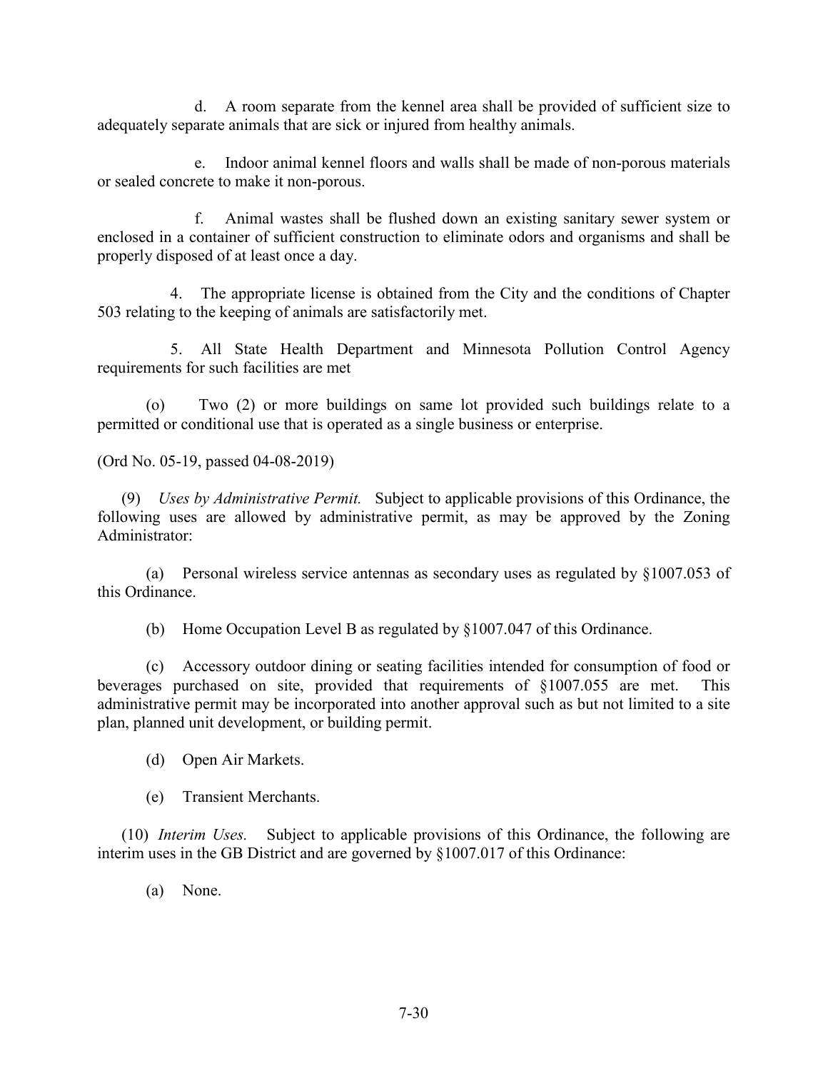d. A room separate from the kennel area shall be provided of sufficient size to adequately separate animals that are sick or injured from healthy animals.

e. Indoor animal kennel floors and walls shall be made of non-porous materials or sealed concrete to make it non-porous.

f. Animal wastes shall be flushed down an existing sanitary sewer system or enclosed in a container of sufficient construction to eliminate odors and organisms and shall be properly disposed of at least once a day.

4. The appropriate license is obtained from the City and the conditions of Chapter 503 relating to the keeping of animals are satisfactorily met.

5. All State Health Department and Minnesota Pollution Control Agency requirements for such facilities are met

(o) Two (2) or more buildings on same lot provided such buildings relate to a permitted or conditional use that is operated as a single business or enterprise.

(Ord No. 05-19, passed 04-08-2019)

(9) *Uses by Administrative Permit.* Subject to applicable provisions of this Ordinance, the following uses are allowed by administrative permit, as may be approved by the Zoning Administrator:

(a) Personal wireless service antennas as secondary uses as regulated by §1007.053 of this Ordinance.

(b) Home Occupation Level B as regulated by §1007.047 of this Ordinance.

(c) Accessory outdoor dining or seating facilities intended for consumption of food or beverages purchased on site, provided that requirements of §1007.055 are met. This administrative permit may be incorporated into another approval such as but not limited to a site plan, planned unit development, or building permit.

(d) Open Air Markets.

(e) Transient Merchants.

(10) *Interim Uses.* Subject to applicable provisions of this Ordinance, the following are interim uses in the GB District and are governed by §1007.017 of this Ordinance:

(a) None.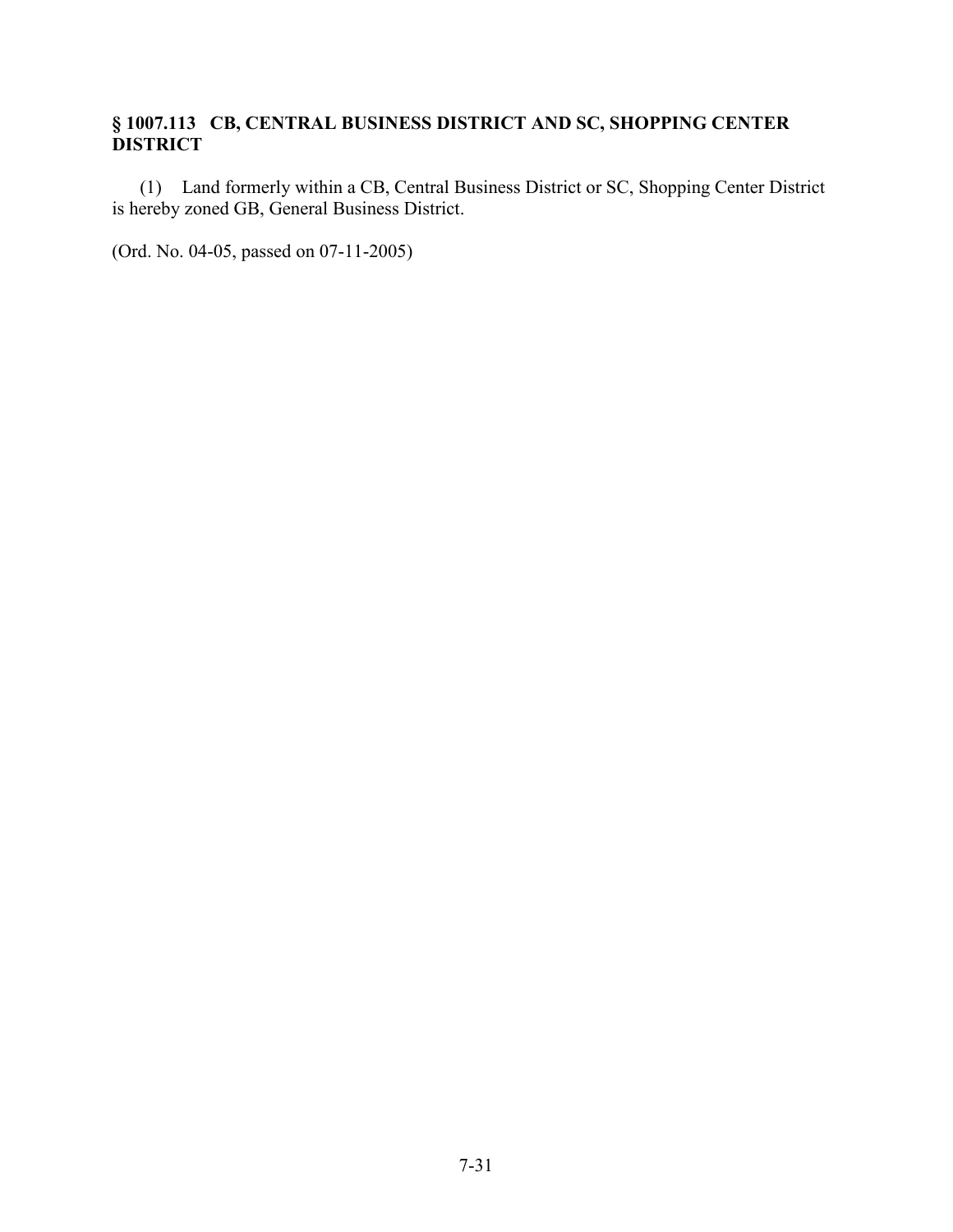### § 1007.113 CB, CENTRAL BUSINESS DISTRICT AND SC, SHOPPING CENTER DISTRICT

(1) Land formerly within a CB, Central Business District or SC, Shopping Center District is hereby zoned GB, General Business District.

(Ord. No. 04-05, passed on 07-11-2005)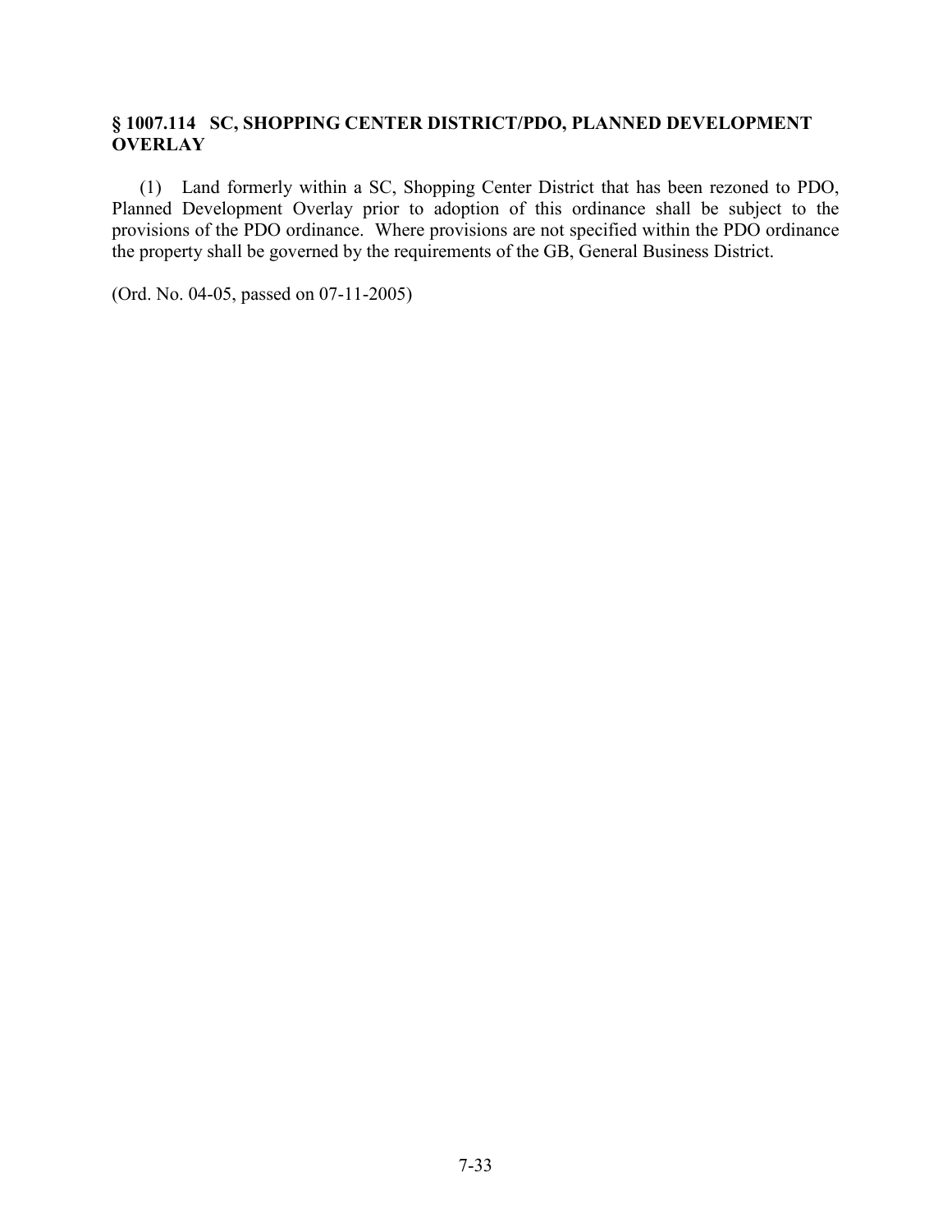## § 1007.114 SC, SHOPPING CENTER DISTRICT/PDO, PLANNED DEVELOPMENT OVERLAY

(1) Land formerly within a SC, Shopping Center District that has been rezoned to PDO, Planned Development Overlay prior to adoption of this ordinance shall be subject to the provisions of the PDO ordinance. Where provisions are not specified within the PDO ordinance the property shall be governed by the requirements of the GB, General Business District.

(Ord. No. 04-05, passed on 07-11-2005)